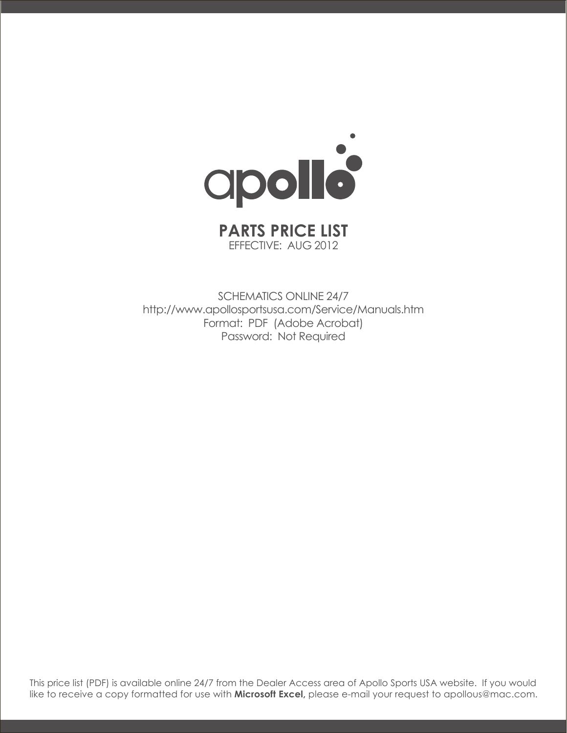# apollo

## PARTS PRICE LIST

EFFECTIVE: AUG 2012

SCHEMATICS ONLINE 24/7
http://www.apollosportsusa.com/Service/Manuals.htm
Format: PDF (Adobe Acrobat)
Password: Not Required

This price list (PDF) is available online 24/7 from the Dealer Access area of Apollo Sports USA website. If you would like to receive a copy formatted for use with **Microsoft Excel,** please e-mail your request to apollous@mac.com.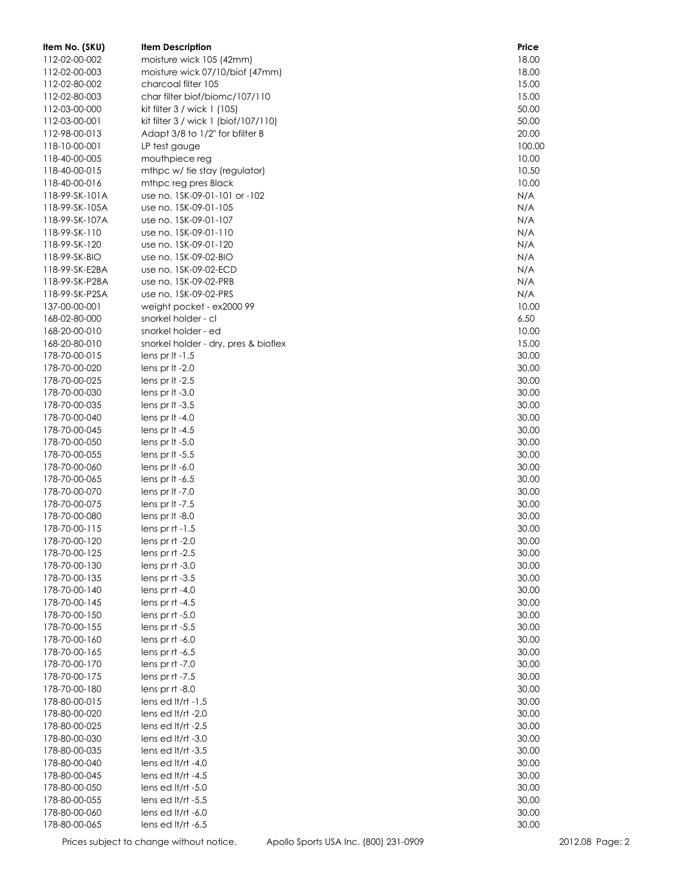| Item No. (SKU) | Item Description | Price |
| --- | --- | --- |
| 112-02-00-002 | moisture wick 105 (42mm) | 18.00 |
| 112-02-00-003 | moisture wick 07/10/biof (47mm) | 18.00 |
| 112-02-80-002 | charcoal filter 105 | 15.00 |
| 112-02-80-003 | char filter biof/biomc/107/110 | 15.00 |
| 112-03-00-000 | kit filter 3 / wick 1 (105) | 50.00 |
| 112-03-00-001 | kit filter 3 / wick 1 (biof/107/110) | 50.00 |
| 112-98-00-013 | Adapt 3/8 to 1/2" for bfilter B | 20.00 |
| 118-10-00-001 | LP test gauge | 100.00 |
| 118-40-00-005 | mouthpiece reg | 10.00 |
| 118-40-00-015 | mthpc w/ tie stay (regulator) | 10.50 |
| 118-40-00-016 | mthpc reg pres Black | 10.00 |
| 118-99-SK-101A | use no. 1SK-09-01-101 or -102 | N/A |
| 118-99-SK-105A | use no. 1SK-09-01-105 | N/A |
| 118-99-SK-107A | use no. 1SK-09-01-107 | N/A |
| 118-99-SK-110 | use no. 1SK-09-01-110 | N/A |
| 118-99-SK-120 | use no. 1SK-09-01-120 | N/A |
| 118-99-SK-BIO | use no. 1SK-09-02-BIO | N/A |
| 118-99-SK-E2BA | use no. 1SK-09-02-ECD | N/A |
| 118-99-SK-P2BA | use no. 1SK-09-02-PRB | N/A |
| 118-99-SK-P2SA | use no. 1SK-09-02-PRS | N/A |
| 137-00-00-001 | weight pocket - ex2000 99 | 10.00 |
| 168-02-80-000 | snorkel holder - cl | 6.50 |
| 168-20-00-010 | snorkel holder - ed | 10.00 |
| 168-20-80-010 | snorkel holder - dry, pres & bioflex | 15.00 |
| 178-70-00-015 | lens pr lt -1.5 | 30.00 |
| 178-70-00-020 | lens pr lt -2.0 | 30.00 |
| 178-70-00-025 | lens pr lt -2.5 | 30.00 |
| 178-70-00-030 | lens pr lt -3.0 | 30.00 |
| 178-70-00-035 | lens pr lt -3.5 | 30.00 |
| 178-70-00-040 | lens pr lt -4.0 | 30.00 |
| 178-70-00-045 | lens pr lt -4.5 | 30.00 |
| 178-70-00-050 | lens pr lt -5.0 | 30.00 |
| 178-70-00-055 | lens pr lt -5.5 | 30.00 |
| 178-70-00-060 | lens pr lt -6.0 | 30.00 |
| 178-70-00-065 | lens pr lt -6.5 | 30.00 |
| 178-70-00-070 | lens pr lt -7.0 | 30.00 |
| 178-70-00-075 | lens pr lt -7.5 | 30.00 |
| 178-70-00-080 | lens pr lt -8.0 | 30.00 |
| 178-70-00-115 | lens pr rt -1.5 | 30.00 |
| 178-70-00-120 | lens pr rt -2.0 | 30.00 |
| 178-70-00-125 | lens pr rt -2.5 | 30.00 |
| 178-70-00-130 | lens pr rt -3.0 | 30.00 |
| 178-70-00-135 | lens pr rt -3.5 | 30.00 |
| 178-70-00-140 | lens pr rt -4.0 | 30.00 |
| 178-70-00-145 | lens pr rt -4.5 | 30.00 |
| 178-70-00-150 | lens pr rt -5.0 | 30.00 |
| 178-70-00-155 | lens pr rt -5.5 | 30.00 |
| 178-70-00-160 | lens pr rt -6.0 | 30.00 |
| 178-70-00-165 | lens pr rt -6.5 | 30.00 |
| 178-70-00-170 | lens pr rt -7.0 | 30.00 |
| 178-70-00-175 | lens pr rt -7.5 | 30.00 |
| 178-70-00-180 | lens pr rt -8.0 | 30.00 |
| 178-80-00-015 | lens ed lt/rt -1.5 | 30.00 |
| 178-80-00-020 | lens ed lt/rt -2.0 | 30.00 |
| 178-80-00-025 | lens ed lt/rt -2.5 | 30.00 |
| 178-80-00-030 | lens ed lt/rt -3.0 | 30.00 |
| 178-80-00-035 | lens ed lt/rt -3.5 | 30.00 |
| 178-80-00-040 | lens ed lt/rt -4.0 | 30.00 |
| 178-80-00-045 | lens ed lt/rt -4.5 | 30.00 |
| 178-80-00-050 | lens ed lt/rt -5.0 | 30.00 |
| 178-80-00-055 | lens ed lt/rt -5.5 | 30.00 |
| 178-80-00-060 | lens ed lt/rt -6.0 | 30.00 |
| 178-80-00-065 | lens ed lt/rt -6.5 | 30.00 |

Prices subject to change without notice. Apollo Sports USA Inc. (800) 231-0909 2012.08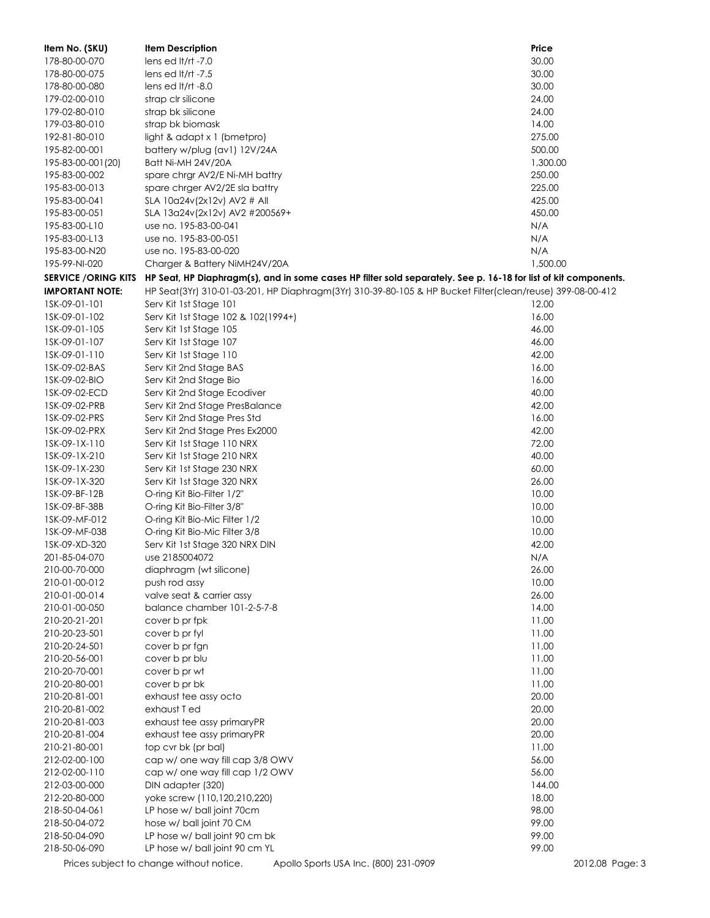| Item No. (SKU) | Item Description | Price |
|---|---|---|
| 178-80-00-070 | lens ed lt/rt -7.0 | 30.00 |
| 178-80-00-075 | lens ed lt/rt -7.5 | 30.00 |
| 178-80-00-080 | lens ed lt/rt -8.0 | 30.00 |
| 179-02-00-010 | strap clr silicone | 24.00 |
| 179-02-80-010 | strap bk silicone | 24.00 |
| 179-03-80-010 | strap bk biomask | 14.00 |
| 192-81-80-010 | light & adapt x 1 (bmetpro) | 275.00 |
| 195-82-00-001 | battery w/plug (av1) 12V/24A | 500.00 |
| 195-83-00-001(20) | Batt Ni-MH 24V/20A | 1,300.00 |
| 195-83-00-002 | spare chrgr AV2/E Ni-MH battry | 250.00 |
| 195-83-00-013 | spare chrger AV2/2E sla battry | 225.00 |
| 195-83-00-041 | SLA 10a24v(2x12v) AV2 # All | 425.00 |
| 195-83-00-051 | SLA 13a24v(2x12v) AV2 #200569+ | 450.00 |
| 195-83-00-L10 | use no. 195-83-00-041 | N/A |
| 195-83-00-L13 | use no. 195-83-00-051 | N/A |
| 195-83-00-N20 | use no. 195-83-00-020 | N/A |
| 195-99-NI-020 | Charger & Battery NiMH24V/20A | 1,500.00 |
| **SERVICE /ORING KITS** | **HP Seat, HP Diaphragm(s), and in some cases HP filter sold separately. See p. 16-18 for list of kit components.** | |
| **IMPORTANT NOTE:** | HP Seat(3Yr) 310-01-03-201, HP Diaphragm(3Yr) 310-39-80-105 & HP Bucket Filter(clean/reuse) 399-08-00-412 | |
| 1SK-09-01-101 | Serv Kit 1st Stage 101 | 12.00 |
| 1SK-09-01-102 | Serv Kit 1st Stage 102 & 102(1994+) | 16.00 |
| 1SK-09-01-105 | Serv Kit 1st Stage 105 | 46.00 |
| 1SK-09-01-107 | Serv Kit 1st Stage 107 | 46.00 |
| 1SK-09-01-110 | Serv Kit 1st Stage 110 | 42.00 |
| 1SK-09-02-BAS | Serv Kit 2nd Stage BAS | 16.00 |
| 1SK-09-02-BIO | Serv Kit 2nd Stage Bio | 16.00 |
| 1SK-09-02-ECD | Serv Kit 2nd Stage Ecodiver | 40.00 |
| 1SK-09-02-PRB | Serv Kit 2nd Stage PresBalance | 42.00 |
| 1SK-09-02-PRS | Serv Kit 2nd Stage Pres Std | 16.00 |
| 1SK-09-02-PRX | Serv Kit 2nd Stage Pres Ex2000 | 42.00 |
| 1SK-09-1X-110 | Serv Kit 1st Stage 110 NRX | 72.00 |
| 1SK-09-1X-210 | Serv Kit 1st Stage 210 NRX | 40.00 |
| 1SK-09-1X-230 | Serv Kit 1st Stage 230 NRX | 60.00 |
| 1SK-09-1X-320 | Serv Kit 1st Stage 320 NRX | 26.00 |
| 1SK-09-BF-12B | O-ring Kit Bio-Filter 1/2" | 10.00 |
| 1SK-09-BF-38B | O-ring Kit Bio-Filter 3/8" | 10.00 |
| 1SK-09-MF-012 | O-ring Kit Bio-Mic Filter 1/2 | 10.00 |
| 1SK-09-MF-038 | O-ring Kit Bio-Mic Filter 3/8 | 10.00 |
| 1SK-09-XD-320 | Serv Kit 1st Stage 320 NRX DIN | 42.00 |
| 201-85-04-070 | use 2185004072 | N/A |
| 210-00-70-000 | diaphragm (wt silicone) | 26.00 |
| 210-01-00-012 | push rod assy | 10.00 |
| 210-01-00-014 | valve seat & carrier assy | 26.00 |
| 210-01-00-050 | balance chamber 101-2-5-7-8 | 14.00 |
| 210-20-21-201 | cover b pr fpk | 11.00 |
| 210-20-23-501 | cover b pr fyl | 11.00 |
| 210-20-24-501 | cover b pr fgn | 11.00 |
| 210-20-56-001 | cover b pr blu | 11.00 |
| 210-20-70-001 | cover b pr wt | 11.00 |
| 210-20-80-001 | cover b pr bk | 11.00 |
| 210-20-81-001 | exhaust tee assy octo | 20.00 |
| 210-20-81-002 | exhaust T ed | 20.00 |
| 210-20-81-003 | exhaust tee assy primaryPR | 20.00 |
| 210-20-81-004 | exhaust tee assy primaryPR | 20.00 |
| 210-21-80-001 | top cvr bk (pr bal) | 11.00 |
| 212-02-00-100 | cap w/ one way fill cap 3/8 OWV | 56.00 |
| 212-02-00-110 | cap w/ one way fill cap 1/2 OWV | 56.00 |
| 212-03-00-000 | DIN adapter (320) | 144.00 |
| 212-20-80-000 | yoke screw (110,120,210,220) | 18.00 |
| 218-50-04-061 | LP hose w/ ball joint 70cm | 98.00 |
| 218-50-04-072 | hose w/ ball joint 70 CM | 99.00 |
| 218-50-04-090 | LP hose w/ ball joint 90 cm bk | 99.00 |
| 218-50-06-090 | LP hose w/ ball joint 90 cm YL | 99.00 |

Prices subject to change without notice. Apollo Sports USA Inc. (800) 231-0909 2012.08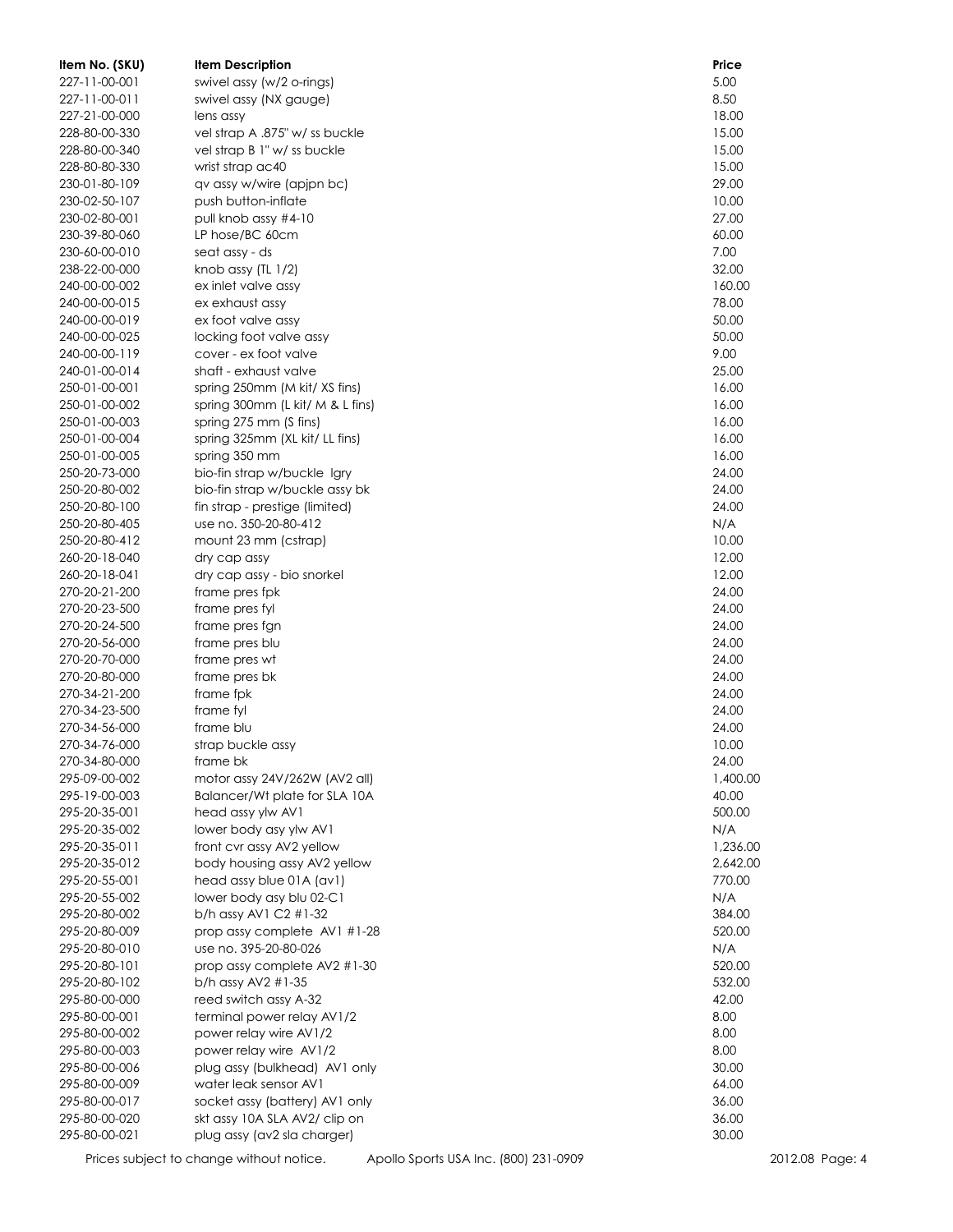| Item No. (SKU) | Item Description | Price |
| --- | --- | --- |
| 227-11-00-001 | swivel assy (w/2 o-rings) | 5.00 |
| 227-11-00-011 | swivel assy (NX gauge) | 8.50 |
| 227-21-00-000 | lens assy | 18.00 |
| 228-80-00-330 | vel strap A .875" w/ ss buckle | 15.00 |
| 228-80-00-340 | vel strap B 1" w/ ss buckle | 15.00 |
| 228-80-80-330 | wrist strap ac40 | 15.00 |
| 230-01-80-109 | qv assy w/wire (apjpn bc) | 29.00 |
| 230-02-50-107 | push button-inflate | 10.00 |
| 230-02-80-001 | pull knob assy #4-10 | 27.00 |
| 230-39-80-060 | LP hose/BC 60cm | 60.00 |
| 230-60-00-010 | seat assy - ds | 7.00 |
| 238-22-00-000 | knob assy (TL 1/2) | 32.00 |
| 240-00-00-002 | ex inlet valve assy | 160.00 |
| 240-00-00-015 | ex exhaust assy | 78.00 |
| 240-00-00-019 | ex foot valve assy | 50.00 |
| 240-00-00-025 | locking foot valve assy | 50.00 |
| 240-00-00-119 | cover - ex foot valve | 9.00 |
| 240-01-00-014 | shaft - exhaust valve | 25.00 |
| 250-01-00-001 | spring 250mm (M kit/ XS fins) | 16.00 |
| 250-01-00-002 | spring 300mm (L kit/ M & L fins) | 16.00 |
| 250-01-00-003 | spring 275 mm (S fins) | 16.00 |
| 250-01-00-004 | spring 325mm (XL kit/ LL fins) | 16.00 |
| 250-01-00-005 | spring 350 mm | 16.00 |
| 250-20-73-000 | bio-fin strap w/buckle lgry | 24.00 |
| 250-20-80-002 | bio-fin strap w/buckle assy bk | 24.00 |
| 250-20-80-100 | fin strap - prestige (limited) | 24.00 |
| 250-20-80-405 | use no. 350-20-80-412 | N/A |
| 250-20-80-412 | mount 23 mm (cstrap) | 10.00 |
| 260-20-18-040 | dry cap assy | 12.00 |
| 260-20-18-041 | dry cap assy - bio snorkel | 12.00 |
| 270-20-21-200 | frame pres fpk | 24.00 |
| 270-20-23-500 | frame pres fyl | 24.00 |
| 270-20-24-500 | frame pres fgn | 24.00 |
| 270-20-56-000 | frame pres blu | 24.00 |
| 270-20-70-000 | frame pres wt | 24.00 |
| 270-20-80-000 | frame pres bk | 24.00 |
| 270-34-21-200 | frame fpk | 24.00 |
| 270-34-23-500 | frame fyl | 24.00 |
| 270-34-56-000 | frame blu | 24.00 |
| 270-34-76-000 | strap buckle assy | 10.00 |
| 270-34-80-000 | frame bk | 24.00 |
| 295-09-00-002 | motor assy 24V/262W (AV2 all) | 1,400.00 |
| 295-19-00-003 | Balancer/Wt plate for SLA 10A | 40.00 |
| 295-20-35-001 | head assy ylw AV1 | 500.00 |
| 295-20-35-002 | lower body asy ylw AV1 | N/A |
| 295-20-35-011 | front cvr assy AV2 yellow | 1,236.00 |
| 295-20-35-012 | body housing assy AV2 yellow | 2,642.00 |
| 295-20-55-001 | head assy blue 01A (av1) | 770.00 |
| 295-20-55-002 | lower body asy blu 02-C1 | N/A |
| 295-20-80-002 | b/h assy AV1 C2 #1-32 | 384.00 |
| 295-20-80-009 | prop assy complete AV1 #1-28 | 520.00 |
| 295-20-80-010 | use no. 395-20-80-026 | N/A |
| 295-20-80-101 | prop assy complete AV2 #1-30 | 520.00 |
| 295-20-80-102 | b/h assy AV2 #1-35 | 532.00 |
| 295-80-00-000 | reed switch assy A-32 | 42.00 |
| 295-80-00-001 | terminal power relay AV1/2 | 8.00 |
| 295-80-00-002 | power relay wire AV1/2 | 8.00 |
| 295-80-00-003 | power relay wire AV1/2 | 8.00 |
| 295-80-00-006 | plug assy (bulkhead) AV1 only | 30.00 |
| 295-80-00-009 | water leak sensor AV1 | 64.00 |
| 295-80-00-017 | socket assy (battery) AV1 only | 36.00 |
| 295-80-00-020 | skt assy 10A SLA AV2/ clip on | 36.00 |
| 295-80-00-021 | plug assy (av2 sla charger) | 30.00 |

Prices subject to change without notice. Apollo Sports USA Inc. (800) 231-0909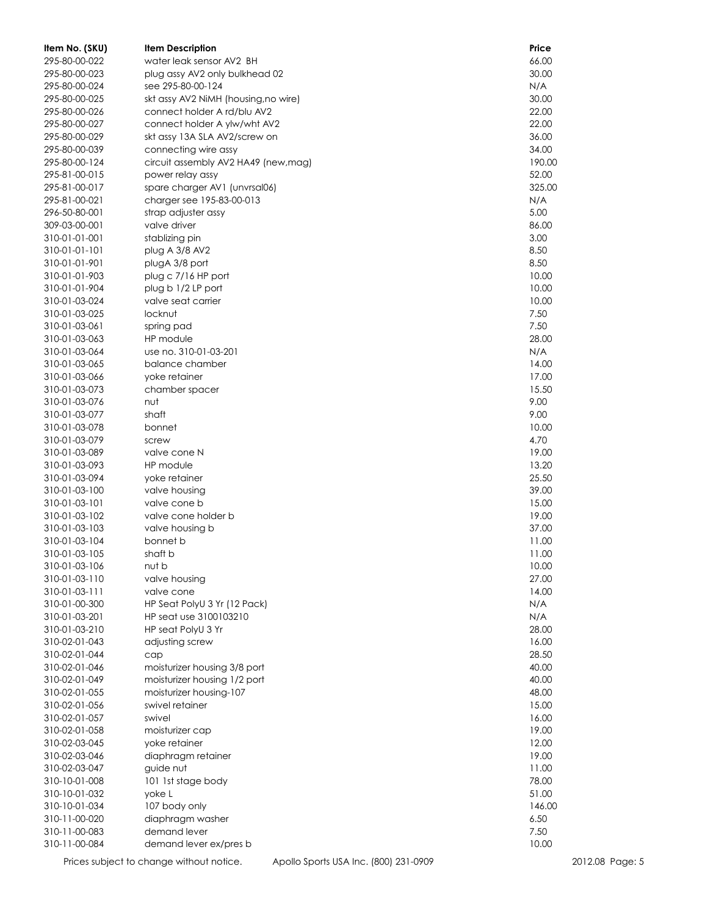| Item No. (SKU) | Item Description | Price |
|---|---|---|
| 295-80-00-022 | water leak sensor AV2 BH | 66.00 |
| 295-80-00-023 | plug assy AV2 only bulkhead 02 | 30.00 |
| 295-80-00-024 | see 295-80-00-124 | N/A |
| 295-80-00-025 | skt assy AV2 NiMH (housing,no wire) | 30.00 |
| 295-80-00-026 | connect holder A rd/blu AV2 | 22.00 |
| 295-80-00-027 | connect holder A ylw/wht AV2 | 22.00 |
| 295-80-00-029 | skt assy 13A SLA AV2/screw on | 36.00 |
| 295-80-00-039 | connecting wire assy | 34.00 |
| 295-80-00-124 | circuit assembly AV2 HA49 (new,mag) | 190.00 |
| 295-81-00-015 | power relay assy | 52.00 |
| 295-81-00-017 | spare charger AV1 (unvrsal06) | 325.00 |
| 295-81-00-021 | charger see 195-83-00-013 | N/A |
| 296-50-80-001 | strap adjuster assy | 5.00 |
| 309-03-00-001 | valve driver | 86.00 |
| 310-01-01-001 | stablizing pin | 3.00 |
| 310-01-01-101 | plug A 3/8 AV2 | 8.50 |
| 310-01-01-901 | plugA 3/8 port | 8.50 |
| 310-01-01-903 | plug c 7/16 HP port | 10.00 |
| 310-01-01-904 | plug b 1/2 LP port | 10.00 |
| 310-01-03-024 | valve seat carrier | 10.00 |
| 310-01-03-025 | locknut | 7.50 |
| 310-01-03-061 | spring pad | 7.50 |
| 310-01-03-063 | HP module | 28.00 |
| 310-01-03-064 | use no. 310-01-03-201 | N/A |
| 310-01-03-065 | balance chamber | 14.00 |
| 310-01-03-066 | yoke retainer | 17.00 |
| 310-01-03-073 | chamber spacer | 15.50 |
| 310-01-03-076 | nut | 9.00 |
| 310-01-03-077 | shaft | 9.00 |
| 310-01-03-078 | bonnet | 10.00 |
| 310-01-03-079 | screw | 4.70 |
| 310-01-03-089 | valve cone N | 19.00 |
| 310-01-03-093 | HP module | 13.20 |
| 310-01-03-094 | yoke retainer | 25.50 |
| 310-01-03-100 | valve housing | 39.00 |
| 310-01-03-101 | valve cone b | 15.00 |
| 310-01-03-102 | valve cone holder b | 19.00 |
| 310-01-03-103 | valve housing b | 37.00 |
| 310-01-03-104 | bonnet b | 11.00 |
| 310-01-03-105 | shaft b | 11.00 |
| 310-01-03-106 | nut b | 10.00 |
| 310-01-03-110 | valve housing | 27.00 |
| 310-01-03-111 | valve cone | 14.00 |
| 310-01-00-300 | HP Seat PolyU 3 Yr (12 Pack) | N/A |
| 310-01-03-201 | HP seat use 3100103210 | N/A |
| 310-01-03-210 | HP seat PolyU 3 Yr | 28.00 |
| 310-02-01-043 | adjusting screw | 16.00 |
| 310-02-01-044 | cap | 28.50 |
| 310-02-01-046 | moisturizer housing 3/8 port | 40.00 |
| 310-02-01-049 | moisturizer housing 1/2 port | 40.00 |
| 310-02-01-055 | moisturizer housing-107 | 48.00 |
| 310-02-01-056 | swivel retainer | 15.00 |
| 310-02-01-057 | swivel | 16.00 |
| 310-02-01-058 | moisturizer cap | 19.00 |
| 310-02-03-045 | yoke retainer | 12.00 |
| 310-02-03-046 | diaphragm retainer | 19.00 |
| 310-02-03-047 | guide nut | 11.00 |
| 310-10-01-008 | 101 1st stage body | 78.00 |
| 310-10-01-032 | yoke L | 51.00 |
| 310-10-01-034 | 107 body only | 146.00 |
| 310-11-00-020 | diaphragm washer | 6.50 |
| 310-11-00-083 | demand lever | 7.50 |
| 310-11-00-084 | demand lever ex/pres b | 10.00 |

Prices subject to change without notice. Apollo Sports USA Inc. (800) 231-0909 2012.08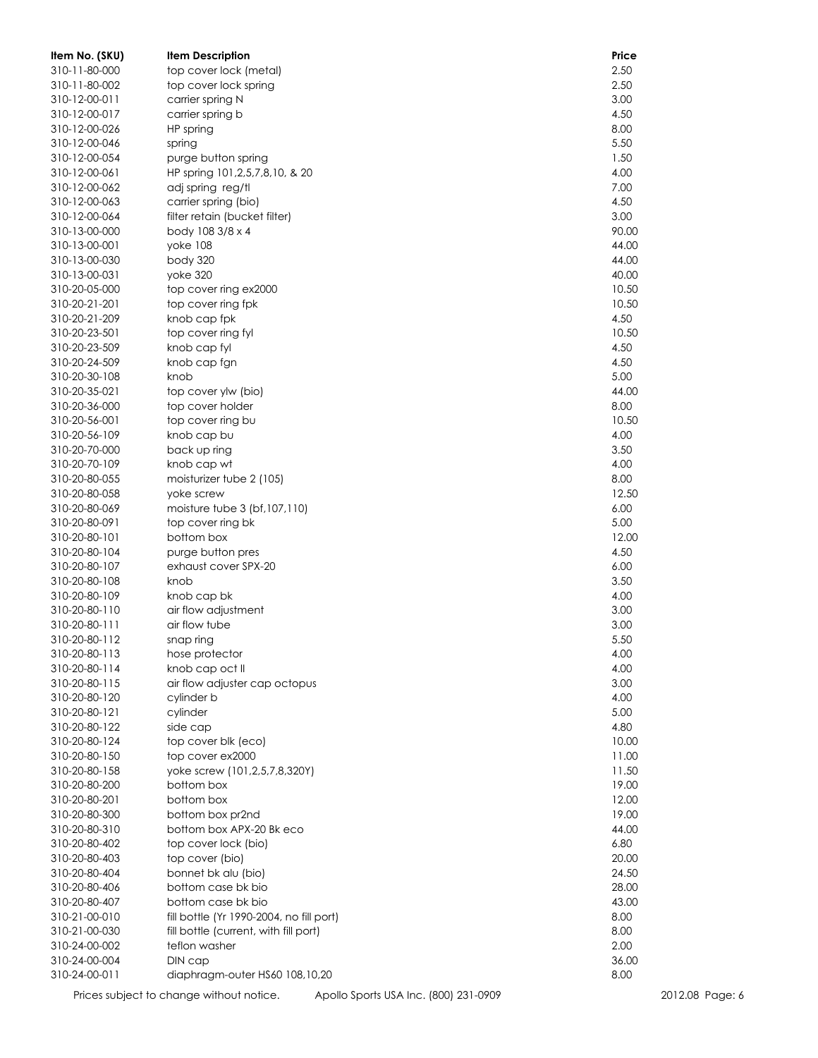| Item No. (SKU) | Item Description | Price |
|---|---|---|
| 310-11-80-000 | top cover lock (metal) | 2.50 |
| 310-11-80-002 | top cover lock spring | 2.50 |
| 310-12-00-011 | carrier spring N | 3.00 |
| 310-12-00-017 | carrier spring b | 4.50 |
| 310-12-00-026 | HP spring | 8.00 |
| 310-12-00-046 | spring | 5.50 |
| 310-12-00-054 | purge button spring | 1.50 |
| 310-12-00-061 | HP spring 101,2,5,7,8,10, & 20 | 4.00 |
| 310-12-00-062 | adj spring reg/tl | 7.00 |
| 310-12-00-063 | carrier spring (bio) | 4.50 |
| 310-12-00-064 | filter retain (bucket filter) | 3.00 |
| 310-13-00-000 | body 108 3/8 x 4 | 90.00 |
| 310-13-00-001 | yoke 108 | 44.00 |
| 310-13-00-030 | body 320 | 44.00 |
| 310-13-00-031 | yoke 320 | 40.00 |
| 310-20-05-000 | top cover ring ex2000 | 10.50 |
| 310-20-21-201 | top cover ring fpk | 10.50 |
| 310-20-21-209 | knob cap fpk | 4.50 |
| 310-20-23-501 | top cover ring fyl | 10.50 |
| 310-20-23-509 | knob cap fyl | 4.50 |
| 310-20-24-509 | knob cap fgn | 4.50 |
| 310-20-30-108 | knob | 5.00 |
| 310-20-35-021 | top cover ylw (bio) | 44.00 |
| 310-20-36-000 | top cover holder | 8.00 |
| 310-20-56-001 | top cover ring bu | 10.50 |
| 310-20-56-109 | knob cap bu | 4.00 |
| 310-20-70-000 | back up ring | 3.50 |
| 310-20-70-109 | knob cap wt | 4.00 |
| 310-20-80-055 | moisturizer tube 2 (105) | 8.00 |
| 310-20-80-058 | yoke screw | 12.50 |
| 310-20-80-069 | moisture tube 3 (bf,107,110) | 6.00 |
| 310-20-80-091 | top cover ring bk | 5.00 |
| 310-20-80-101 | bottom box | 12.00 |
| 310-20-80-104 | purge button pres | 4.50 |
| 310-20-80-107 | exhaust cover SPX-20 | 6.00 |
| 310-20-80-108 | knob | 3.50 |
| 310-20-80-109 | knob cap bk | 4.00 |
| 310-20-80-110 | air flow adjustment | 3.00 |
| 310-20-80-111 | air flow tube | 3.00 |
| 310-20-80-112 | snap ring | 5.50 |
| 310-20-80-113 | hose protector | 4.00 |
| 310-20-80-114 | knob cap oct II | 4.00 |
| 310-20-80-115 | air flow adjuster cap octopus | 3.00 |
| 310-20-80-120 | cylinder b | 4.00 |
| 310-20-80-121 | cylinder | 5.00 |
| 310-20-80-122 | side cap | 4.80 |
| 310-20-80-124 | top cover blk (eco) | 10.00 |
| 310-20-80-150 | top cover ex2000 | 11.00 |
| 310-20-80-158 | yoke screw (101,2,5,7,8,320Y) | 11.50 |
| 310-20-80-200 | bottom box | 19.00 |
| 310-20-80-201 | bottom box | 12.00 |
| 310-20-80-300 | bottom box pr2nd | 19.00 |
| 310-20-80-310 | bottom box APX-20 Bk eco | 44.00 |
| 310-20-80-402 | top cover lock (bio) | 6.80 |
| 310-20-80-403 | top cover (bio) | 20.00 |
| 310-20-80-404 | bonnet bk alu (bio) | 24.50 |
| 310-20-80-406 | bottom case bk bio | 28.00 |
| 310-20-80-407 | bottom case bk bio | 43.00 |
| 310-21-00-010 | fill bottle (Yr 1990-2004, no fill port) | 8.00 |
| 310-21-00-030 | fill bottle (current, with fill port) | 8.00 |
| 310-24-00-002 | teflon washer | 2.00 |
| 310-24-00-004 | DIN cap | 36.00 |
| 310-24-00-011 | diaphragm-outer HS60 108,10,20 | 8.00 |

Prices subject to change without notice. Apollo Sports USA Inc. (800) 231-0909 2012.08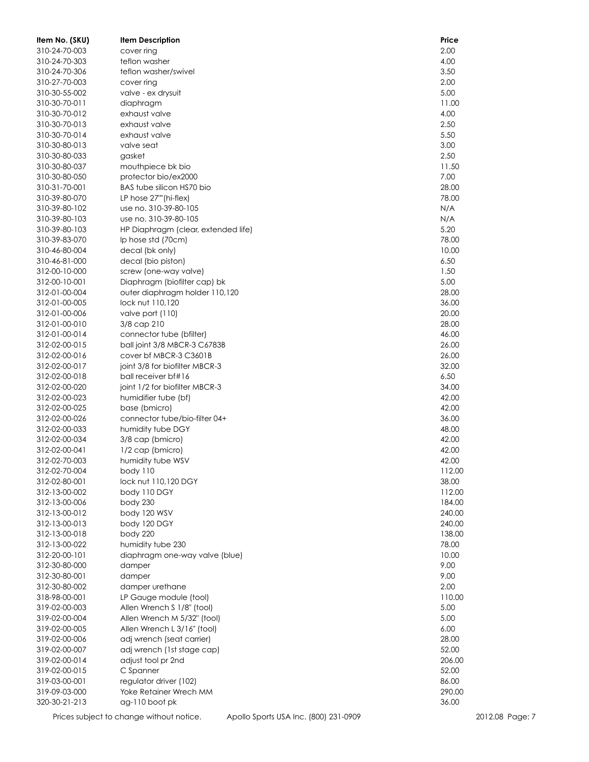| Item No. (SKU) | Item Description | Price |
|---|---|---|
| 310-24-70-003 | cover ring | 2.00 |
| 310-24-70-303 | teflon washer | 4.00 |
| 310-24-70-306 | teflon washer/swivel | 3.50 |
| 310-27-70-003 | cover ring | 2.00 |
| 310-30-55-002 | valve - ex drysuit | 5.00 |
| 310-30-70-011 | diaphragm | 11.00 |
| 310-30-70-012 | exhaust valve | 4.00 |
| 310-30-70-013 | exhaust valve | 2.50 |
| 310-30-70-014 | exhaust valve | 5.50 |
| 310-30-80-013 | valve seat | 3.00 |
| 310-30-80-033 | gasket | 2.50 |
| 310-30-80-037 | mouthpiece bk bio | 11.50 |
| 310-30-80-050 | protector bio/ex2000 | 7.00 |
| 310-31-70-001 | BAS tube silicon HS70 bio | 28.00 |
| 310-39-80-070 | LP hose 27""(hi-flex) | 78.00 |
| 310-39-80-102 | use no. 310-39-80-105 | N/A |
| 310-39-80-103 | use no. 310-39-80-105 | N/A |
| 310-39-80-103 | HP Diaphragm (clear, extended life) | 5.20 |
| 310-39-83-070 | lp hose std (70cm) | 78.00 |
| 310-46-80-004 | decal (bk only) | 10.00 |
| 310-46-81-000 | decal (bio piston) | 6.50 |
| 312-00-10-000 | screw (one-way valve) | 1.50 |
| 312-00-10-001 | Diaphragm (biofilter cap) bk | 5.00 |
| 312-01-00-004 | outer diaphragm holder 110,120 | 28.00 |
| 312-01-00-005 | lock nut 110,120 | 36.00 |
| 312-01-00-006 | valve port (110) | 20.00 |
| 312-01-00-010 | 3/8 cap 210 | 28.00 |
| 312-01-00-014 | connector tube (bfilter) | 46.00 |
| 312-02-00-015 | ball joint 3/8 MBCR-3 C6783B | 26.00 |
| 312-02-00-016 | cover bf MBCR-3 C3601B | 26.00 |
| 312-02-00-017 | joint 3/8 for biofilter MBCR-3 | 32.00 |
| 312-02-00-018 | ball receiver bf#16 | 6.50 |
| 312-02-00-020 | joint 1/2 for biofilter MBCR-3 | 34.00 |
| 312-02-00-023 | humidifier tube (bf) | 42.00 |
| 312-02-00-025 | base (bmicro) | 42.00 |
| 312-02-00-026 | connector tube/bio-filter 04+ | 36.00 |
| 312-02-00-033 | humidity tube DGY | 48.00 |
| 312-02-00-034 | 3/8 cap (bmicro) | 42.00 |
| 312-02-00-041 | 1/2 cap (bmicro) | 42.00 |
| 312-02-70-003 | humidity tube WSV | 42.00 |
| 312-02-70-004 | body 110 | 112.00 |
| 312-02-80-001 | lock nut 110,120 DGY | 38.00 |
| 312-13-00-002 | body 110 DGY | 112.00 |
| 312-13-00-006 | body 230 | 184.00 |
| 312-13-00-012 | body 120 WSV | 240.00 |
| 312-13-00-013 | body 120 DGY | 240.00 |
| 312-13-00-018 | body 220 | 138.00 |
| 312-13-00-022 | humidity tube 230 | 78.00 |
| 312-20-00-101 | diaphragm one-way valve (blue) | 10.00 |
| 312-30-80-000 | damper | 9.00 |
| 312-30-80-001 | damper | 9.00 |
| 312-30-80-002 | damper urethane | 2.00 |
| 318-98-00-001 | LP Gauge module (tool) | 110.00 |
| 319-02-00-003 | Allen Wrench S 1/8" (tool) | 5.00 |
| 319-02-00-004 | Allen Wrench M 5/32" (tool) | 5.00 |
| 319-02-00-005 | Allen Wrench L 3/16" (tool) | 6.00 |
| 319-02-00-006 | adj wrench (seat carrier) | 28.00 |
| 319-02-00-007 | adj wrench (1st stage cap) | 52.00 |
| 319-02-00-014 | adjust tool pr 2nd | 206.00 |
| 319-02-00-015 | C Spanner | 52.00 |
| 319-03-00-001 | regulator driver (102) | 86.00 |
| 319-09-03-000 | Yoke Retainer Wrech MM | 290.00 |
| 320-30-21-213 | ag-110 boot pk | 36.00 |

Prices subject to change without notice. Apollo Sports USA Inc. (800) 231-0909 2012.08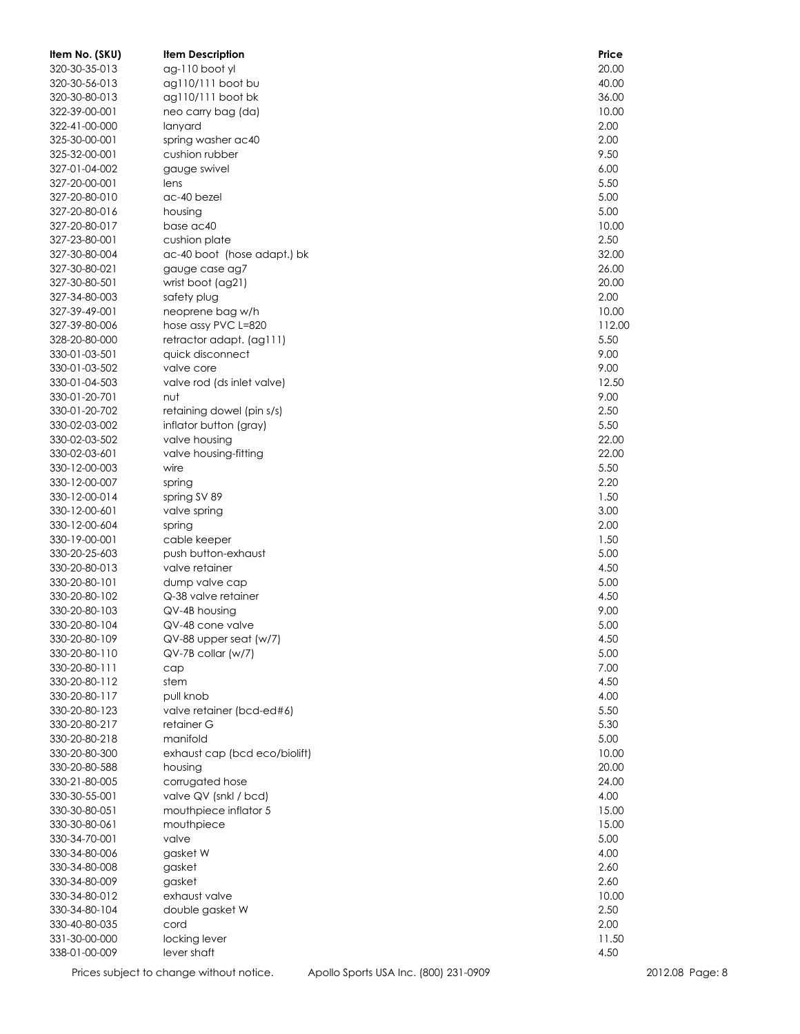| Item No. (SKU) | Item Description | Price |
| --- | --- | --- |
| 320-30-35-013 | ag-110 boot yl | 20.00 |
| 320-30-56-013 | ag110/111 boot bu | 40.00 |
| 320-30-80-013 | ag110/111 boot bk | 36.00 |
| 322-39-00-001 | neo carry bag (da) | 10.00 |
| 322-41-00-000 | lanyard | 2.00 |
| 325-30-00-001 | spring washer ac40 | 2.00 |
| 325-32-00-001 | cushion rubber | 9.50 |
| 327-01-04-002 | gauge swivel | 6.00 |
| 327-20-00-001 | lens | 5.50 |
| 327-20-80-010 | ac-40 bezel | 5.00 |
| 327-20-80-016 | housing | 5.00 |
| 327-20-80-017 | base ac40 | 10.00 |
| 327-23-80-001 | cushion plate | 2.50 |
| 327-30-80-004 | ac-40 boot (hose adapt.) bk | 32.00 |
| 327-30-80-021 | gauge case ag7 | 26.00 |
| 327-30-80-501 | wrist boot (ag21) | 20.00 |
| 327-34-80-003 | safety plug | 2.00 |
| 327-39-49-001 | neoprene bag w/h | 10.00 |
| 327-39-80-006 | hose assy PVC L=820 | 112.00 |
| 328-20-80-000 | retractor adapt. (ag111) | 5.50 |
| 330-01-03-501 | quick disconnect | 9.00 |
| 330-01-03-502 | valve core | 9.00 |
| 330-01-04-503 | valve rod (ds inlet valve) | 12.50 |
| 330-01-20-701 | nut | 9.00 |
| 330-01-20-702 | retaining dowel (pin s/s) | 2.50 |
| 330-02-03-002 | inflator button (gray) | 5.50 |
| 330-02-03-502 | valve housing | 22.00 |
| 330-02-03-601 | valve housing-fitting | 22.00 |
| 330-12-00-003 | wire | 5.50 |
| 330-12-00-007 | spring | 2.20 |
| 330-12-00-014 | spring SV 89 | 1.50 |
| 330-12-00-601 | valve spring | 3.00 |
| 330-12-00-604 | spring | 2.00 |
| 330-19-00-001 | cable keeper | 1.50 |
| 330-20-25-603 | push button-exhaust | 5.00 |
| 330-20-80-013 | valve retainer | 4.50 |
| 330-20-80-101 | dump valve cap | 5.00 |
| 330-20-80-102 | Q-38 valve retainer | 4.50 |
| 330-20-80-103 | QV-4B housing | 9.00 |
| 330-20-80-104 | QV-48 cone valve | 5.00 |
| 330-20-80-109 | QV-88 upper seat (w/7) | 4.50 |
| 330-20-80-110 | QV-7B collar (w/7) | 5.00 |
| 330-20-80-111 | cap | 7.00 |
| 330-20-80-112 | stem | 4.50 |
| 330-20-80-117 | pull knob | 4.00 |
| 330-20-80-123 | valve retainer (bcd-ed#6) | 5.50 |
| 330-20-80-217 | retainer G | 5.30 |
| 330-20-80-218 | manifold | 5.00 |
| 330-20-80-300 | exhaust cap (bcd eco/biolift) | 10.00 |
| 330-20-80-588 | housing | 20.00 |
| 330-21-80-005 | corrugated hose | 24.00 |
| 330-30-55-001 | valve QV (snkl / bcd) | 4.00 |
| 330-30-80-051 | mouthpiece inflator 5 | 15.00 |
| 330-30-80-061 | mouthpiece | 15.00 |
| 330-34-70-001 | valve | 5.00 |
| 330-34-80-006 | gasket W | 4.00 |
| 330-34-80-008 | gasket | 2.60 |
| 330-34-80-009 | gasket | 2.60 |
| 330-34-80-012 | exhaust valve | 10.00 |
| 330-34-80-104 | double gasket W | 2.50 |
| 330-40-80-035 | cord | 2.00 |
| 331-30-00-000 | locking lever | 11.50 |
| 338-01-00-009 | lever shaft | 4.50 |

Prices subject to change without notice. Apollo Sports USA Inc. (800) 231-0909 2012.08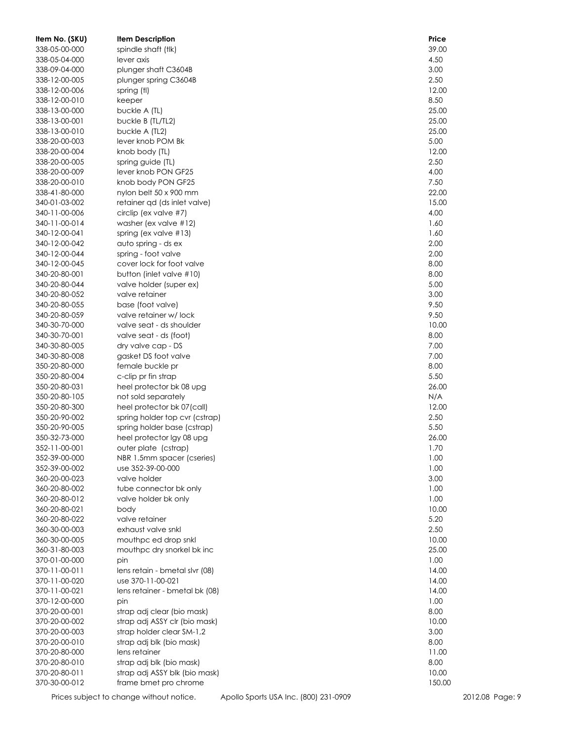| Item No. (SKU) | Item Description | Price |
|---|---|---|
| 338-05-00-000 | spindle shaft (tlk) | 39.00 |
| 338-05-04-000 | lever axis | 4.50 |
| 338-09-04-000 | plunger shaft C3604B | 3.00 |
| 338-12-00-005 | plunger spring C3604B | 2.50 |
| 338-12-00-006 | spring (tl) | 12.00 |
| 338-12-00-010 | keeper | 8.50 |
| 338-13-00-000 | buckle A (TL) | 25.00 |
| 338-13-00-001 | buckle B (TL/TL2) | 25.00 |
| 338-13-00-010 | buckle A (TL2) | 25.00 |
| 338-20-00-003 | lever knob POM Bk | 5.00 |
| 338-20-00-004 | knob body (TL) | 12.00 |
| 338-20-00-005 | spring guide (TL) | 2.50 |
| 338-20-00-009 | lever knob PON GF25 | 4.00 |
| 338-20-00-010 | knob body PON GF25 | 7.50 |
| 338-41-80-000 | nylon belt 50 x 900 mm | 22.00 |
| 340-01-03-002 | retainer qd (ds inlet valve) | 15.00 |
| 340-11-00-006 | circlip (ex valve #7) | 4.00 |
| 340-11-00-014 | washer (ex valve #12) | 1.60 |
| 340-12-00-041 | spring (ex valve #13) | 1.60 |
| 340-12-00-042 | auto spring - ds ex | 2.00 |
| 340-12-00-044 | spring - foot valve | 2.00 |
| 340-12-00-045 | cover lock for foot valve | 8.00 |
| 340-20-80-001 | button (inlet valve #10) | 8.00 |
| 340-20-80-044 | valve holder (super ex) | 5.00 |
| 340-20-80-052 | valve retainer | 3.00 |
| 340-20-80-055 | base (foot valve) | 9.50 |
| 340-20-80-059 | valve retainer w/ lock | 9.50 |
| 340-30-70-000 | valve seat - ds shoulder | 10.00 |
| 340-30-70-001 | valve seat - ds (foot) | 8.00 |
| 340-30-80-005 | dry valve cap - DS | 7.00 |
| 340-30-80-008 | gasket DS foot valve | 7.00 |
| 350-20-80-000 | female buckle pr | 8.00 |
| 350-20-80-004 | c-clip pr fin strap | 5.50 |
| 350-20-80-031 | heel protector bk 08 upg | 26.00 |
| 350-20-80-105 | not sold separately | N/A |
| 350-20-80-300 | heel protector bk 07(call) | 12.00 |
| 350-20-90-002 | spring holder top cvr (cstrap) | 2.50 |
| 350-20-90-005 | spring holder base (cstrap) | 5.50 |
| 350-32-73-000 | heel protector lgy 08 upg | 26.00 |
| 352-11-00-001 | outer plate (cstrap) | 1.70 |
| 352-39-00-000 | NBR 1.5mm spacer (cseries) | 1.00 |
| 352-39-00-002 | use 352-39-00-000 | 1.00 |
| 360-20-00-023 | valve holder | 3.00 |
| 360-20-80-002 | tube connector bk only | 1.00 |
| 360-20-80-012 | valve holder bk only | 1.00 |
| 360-20-80-021 | body | 10.00 |
| 360-20-80-022 | valve retainer | 5.20 |
| 360-30-00-003 | exhaust valve snkl | 2.50 |
| 360-30-00-005 | mouthpc ed drop snkl | 10.00 |
| 360-31-80-003 | mouthpc dry snorkel bk inc | 25.00 |
| 370-01-00-000 | pin | 1.00 |
| 370-11-00-011 | lens retain - bmetal slvr (08) | 14.00 |
| 370-11-00-020 | use 370-11-00-021 | 14.00 |
| 370-11-00-021 | lens retainer - bmetal bk (08) | 14.00 |
| 370-12-00-000 | pin | 1.00 |
| 370-20-00-001 | strap adj clear (bio mask) | 8.00 |
| 370-20-00-002 | strap adj ASSY clr (bio mask) | 10.00 |
| 370-20-00-003 | strap holder clear SM-1,2 | 3.00 |
| 370-20-00-010 | strap adj blk (bio mask) | 8.00 |
| 370-20-80-000 | lens retainer | 11.00 |
| 370-20-80-010 | strap adj blk (bio mask) | 8.00 |
| 370-20-80-011 | strap adj ASSY blk (bio mask) | 10.00 |
| 370-30-00-012 | frame bmet pro chrome | 150.00 |

Prices subject to change without notice. Apollo Sports USA Inc. (800) 231-0909 2012.08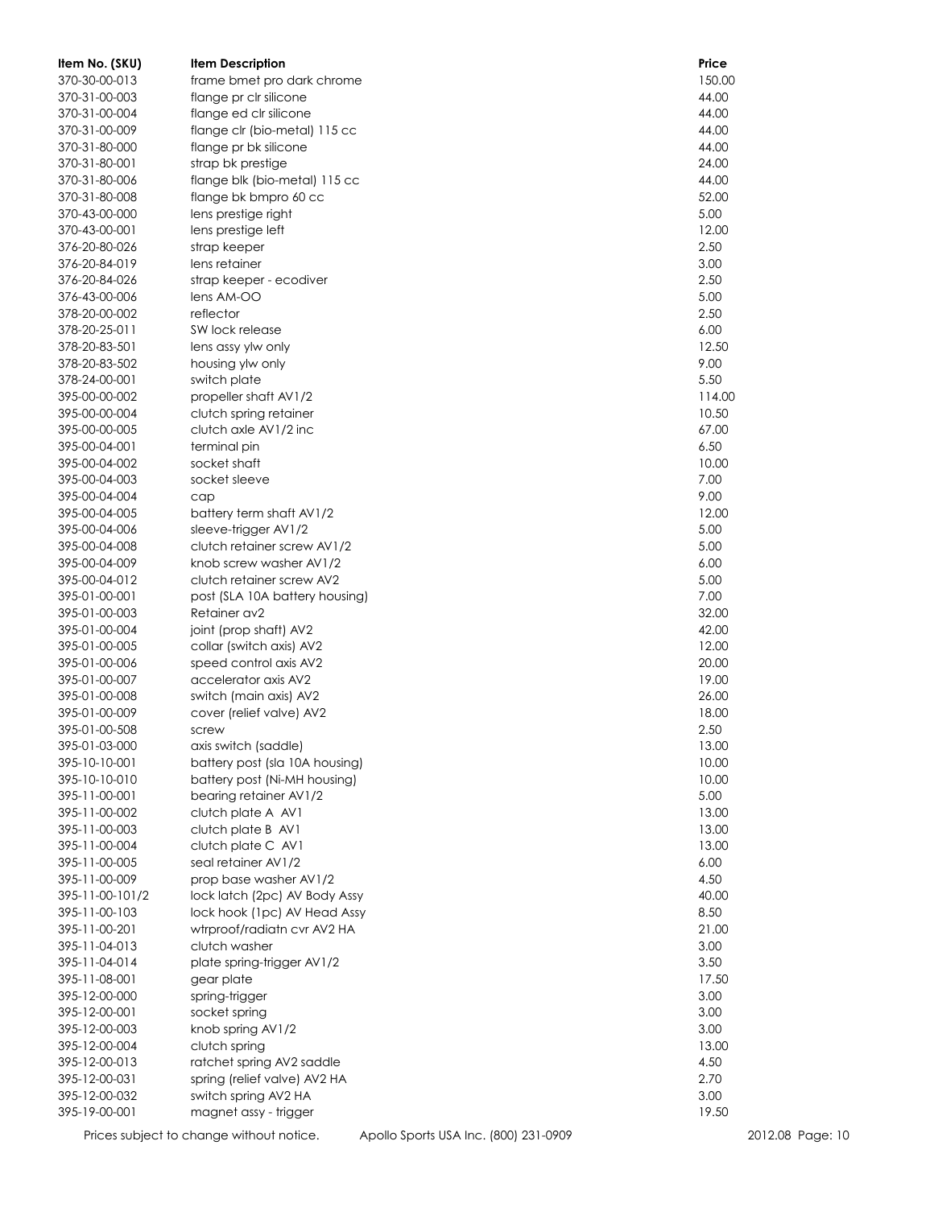| Item No. (SKU) | Item Description | Price |
| --- | --- | --- |
| 370-30-00-013 | frame bmet pro dark chrome | 150.00 |
| 370-31-00-003 | flange pr clr silicone | 44.00 |
| 370-31-00-004 | flange ed clr silicone | 44.00 |
| 370-31-00-009 | flange clr (bio-metal) 115 cc | 44.00 |
| 370-31-80-000 | flange pr bk silicone | 44.00 |
| 370-31-80-001 | strap bk prestige | 24.00 |
| 370-31-80-006 | flange blk (bio-metal) 115 cc | 44.00 |
| 370-31-80-008 | flange bk bmpro 60 cc | 52.00 |
| 370-43-00-000 | lens prestige right | 5.00 |
| 370-43-00-001 | lens prestige left | 12.00 |
| 376-20-80-026 | strap keeper | 2.50 |
| 376-20-84-019 | lens retainer | 3.00 |
| 376-20-84-026 | strap keeper - ecodiver | 2.50 |
| 376-43-00-006 | lens AM-OO | 5.00 |
| 378-20-00-002 | reflector | 2.50 |
| 378-20-25-011 | SW lock release | 6.00 |
| 378-20-83-501 | lens assy ylw only | 12.50 |
| 378-20-83-502 | housing ylw only | 9.00 |
| 378-24-00-001 | switch plate | 5.50 |
| 395-00-00-002 | propeller shaft AV1/2 | 114.00 |
| 395-00-00-004 | clutch spring retainer | 10.50 |
| 395-00-00-005 | clutch axle AV1/2 inc | 67.00 |
| 395-00-04-001 | terminal pin | 6.50 |
| 395-00-04-002 | socket shaft | 10.00 |
| 395-00-04-003 | socket sleeve | 7.00 |
| 395-00-04-004 | cap | 9.00 |
| 395-00-04-005 | battery term shaft AV1/2 | 12.00 |
| 395-00-04-006 | sleeve-trigger AV1/2 | 5.00 |
| 395-00-04-008 | clutch retainer screw AV1/2 | 5.00 |
| 395-00-04-009 | knob screw washer AV1/2 | 6.00 |
| 395-00-04-012 | clutch retainer screw AV2 | 5.00 |
| 395-01-00-001 | post (SLA 10A battery housing) | 7.00 |
| 395-01-00-003 | Retainer av2 | 32.00 |
| 395-01-00-004 | joint (prop shaft) AV2 | 42.00 |
| 395-01-00-005 | collar (switch axis) AV2 | 12.00 |
| 395-01-00-006 | speed control axis AV2 | 20.00 |
| 395-01-00-007 | accelerator axis AV2 | 19.00 |
| 395-01-00-008 | switch (main axis) AV2 | 26.00 |
| 395-01-00-009 | cover (relief valve) AV2 | 18.00 |
| 395-01-00-508 | screw | 2.50 |
| 395-01-03-000 | axis switch (saddle) | 13.00 |
| 395-10-10-001 | battery post (sla 10A housing) | 10.00 |
| 395-10-10-010 | battery post (Ni-MH housing) | 10.00 |
| 395-11-00-001 | bearing retainer AV1/2 | 5.00 |
| 395-11-00-002 | clutch plate A AV1 | 13.00 |
| 395-11-00-003 | clutch plate B AV1 | 13.00 |
| 395-11-00-004 | clutch plate C AV1 | 13.00 |
| 395-11-00-005 | seal retainer AV1/2 | 6.00 |
| 395-11-00-009 | prop base washer AV1/2 | 4.50 |
| 395-11-00-101/2 | lock latch (2pc) AV Body Assy | 40.00 |
| 395-11-00-103 | lock hook (1pc) AV Head Assy | 8.50 |
| 395-11-00-201 | wtrproof/radiatn cvr AV2 HA | 21.00 |
| 395-11-04-013 | clutch washer | 3.00 |
| 395-11-04-014 | plate spring-trigger AV1/2 | 3.50 |
| 395-11-08-001 | gear plate | 17.50 |
| 395-12-00-000 | spring-trigger | 3.00 |
| 395-12-00-001 | socket spring | 3.00 |
| 395-12-00-003 | knob spring AV1/2 | 3.00 |
| 395-12-00-004 | clutch spring | 13.00 |
| 395-12-00-013 | ratchet spring AV2 saddle | 4.50 |
| 395-12-00-031 | spring (relief valve) AV2 HA | 2.70 |
| 395-12-00-032 | switch spring AV2 HA | 3.00 |
| 395-19-00-001 | magnet assy - trigger | 19.50 |

Prices subject to change without notice. Apollo Sports USA Inc. (800) 231-0909 2012.08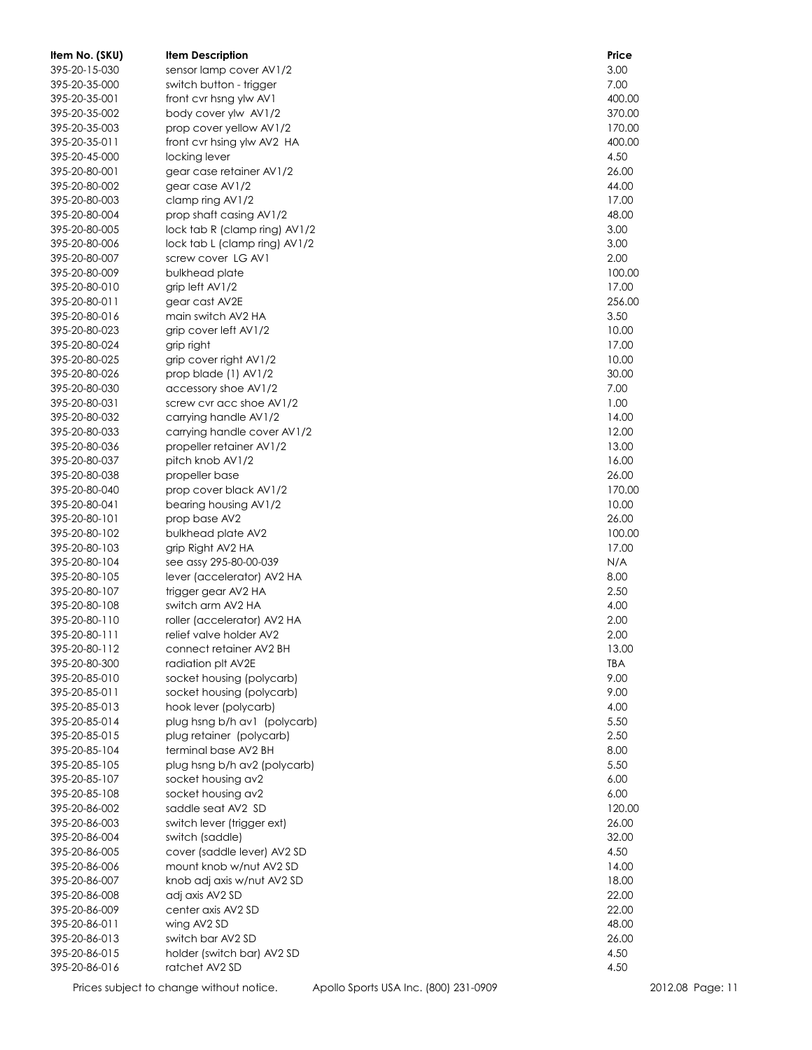| Item No. (SKU) | Item Description | Price |
|---|---|---|
| 395-20-15-030 | sensor lamp cover AV1/2 | 3.00 |
| 395-20-35-000 | switch button - trigger | 7.00 |
| 395-20-35-001 | front cvr hsng ylw AV1 | 400.00 |
| 395-20-35-002 | body cover ylw AV1/2 | 370.00 |
| 395-20-35-003 | prop cover yellow AV1/2 | 170.00 |
| 395-20-35-011 | front cvr hsing ylw AV2 HA | 400.00 |
| 395-20-45-000 | locking lever | 4.50 |
| 395-20-80-001 | gear case retainer AV1/2 | 26.00 |
| 395-20-80-002 | gear case AV1/2 | 44.00 |
| 395-20-80-003 | clamp ring AV1/2 | 17.00 |
| 395-20-80-004 | prop shaft casing AV1/2 | 48.00 |
| 395-20-80-005 | lock tab R (clamp ring) AV1/2 | 3.00 |
| 395-20-80-006 | lock tab L (clamp ring) AV1/2 | 3.00 |
| 395-20-80-007 | screw cover LG AV1 | 2.00 |
| 395-20-80-009 | bulkhead plate | 100.00 |
| 395-20-80-010 | grip left AV1/2 | 17.00 |
| 395-20-80-011 | gear cast AV2E | 256.00 |
| 395-20-80-016 | main switch AV2 HA | 3.50 |
| 395-20-80-023 | grip cover left AV1/2 | 10.00 |
| 395-20-80-024 | grip right | 17.00 |
| 395-20-80-025 | grip cover right AV1/2 | 10.00 |
| 395-20-80-026 | prop blade (1) AV1/2 | 30.00 |
| 395-20-80-030 | accessory shoe AV1/2 | 7.00 |
| 395-20-80-031 | screw cvr acc shoe AV1/2 | 1.00 |
| 395-20-80-032 | carrying handle AV1/2 | 14.00 |
| 395-20-80-033 | carrying handle cover AV1/2 | 12.00 |
| 395-20-80-036 | propeller retainer AV1/2 | 13.00 |
| 395-20-80-037 | pitch knob AV1/2 | 16.00 |
| 395-20-80-038 | propeller base | 26.00 |
| 395-20-80-040 | prop cover black AV1/2 | 170.00 |
| 395-20-80-041 | bearing housing AV1/2 | 10.00 |
| 395-20-80-101 | prop base AV2 | 26.00 |
| 395-20-80-102 | bulkhead plate AV2 | 100.00 |
| 395-20-80-103 | grip Right AV2 HA | 17.00 |
| 395-20-80-104 | see assy 295-80-00-039 | N/A |
| 395-20-80-105 | lever (accelerator) AV2 HA | 8.00 |
| 395-20-80-107 | trigger gear AV2 HA | 2.50 |
| 395-20-80-108 | switch arm AV2 HA | 4.00 |
| 395-20-80-110 | roller (accelerator) AV2 HA | 2.00 |
| 395-20-80-111 | relief valve holder AV2 | 2.00 |
| 395-20-80-112 | connect retainer AV2 BH | 13.00 |
| 395-20-80-300 | radiation plt AV2E | TBA |
| 395-20-85-010 | socket housing (polycarb) | 9.00 |
| 395-20-85-011 | socket housing (polycarb) | 9.00 |
| 395-20-85-013 | hook lever (polycarb) | 4.00 |
| 395-20-85-014 | plug hsng b/h av1 (polycarb) | 5.50 |
| 395-20-85-015 | plug retainer (polycarb) | 2.50 |
| 395-20-85-104 | terminal base AV2 BH | 8.00 |
| 395-20-85-105 | plug hsng b/h av2 (polycarb) | 5.50 |
| 395-20-85-107 | socket housing av2 | 6.00 |
| 395-20-85-108 | socket housing av2 | 6.00 |
| 395-20-86-002 | saddle seat AV2 SD | 120.00 |
| 395-20-86-003 | switch lever (trigger ext) | 26.00 |
| 395-20-86-004 | switch (saddle) | 32.00 |
| 395-20-86-005 | cover (saddle lever) AV2 SD | 4.50 |
| 395-20-86-006 | mount knob w/nut AV2 SD | 14.00 |
| 395-20-86-007 | knob adj axis w/nut AV2 SD | 18.00 |
| 395-20-86-008 | adj axis AV2 SD | 22.00 |
| 395-20-86-009 | center axis AV2 SD | 22.00 |
| 395-20-86-011 | wing AV2 SD | 48.00 |
| 395-20-86-013 | switch bar AV2 SD | 26.00 |
| 395-20-86-015 | holder (switch bar) AV2 SD | 4.50 |
| 395-20-86-016 | ratchet AV2 SD | 4.50 |

Prices subject to change without notice. Apollo Sports USA Inc. (800) 231-0909 2012.08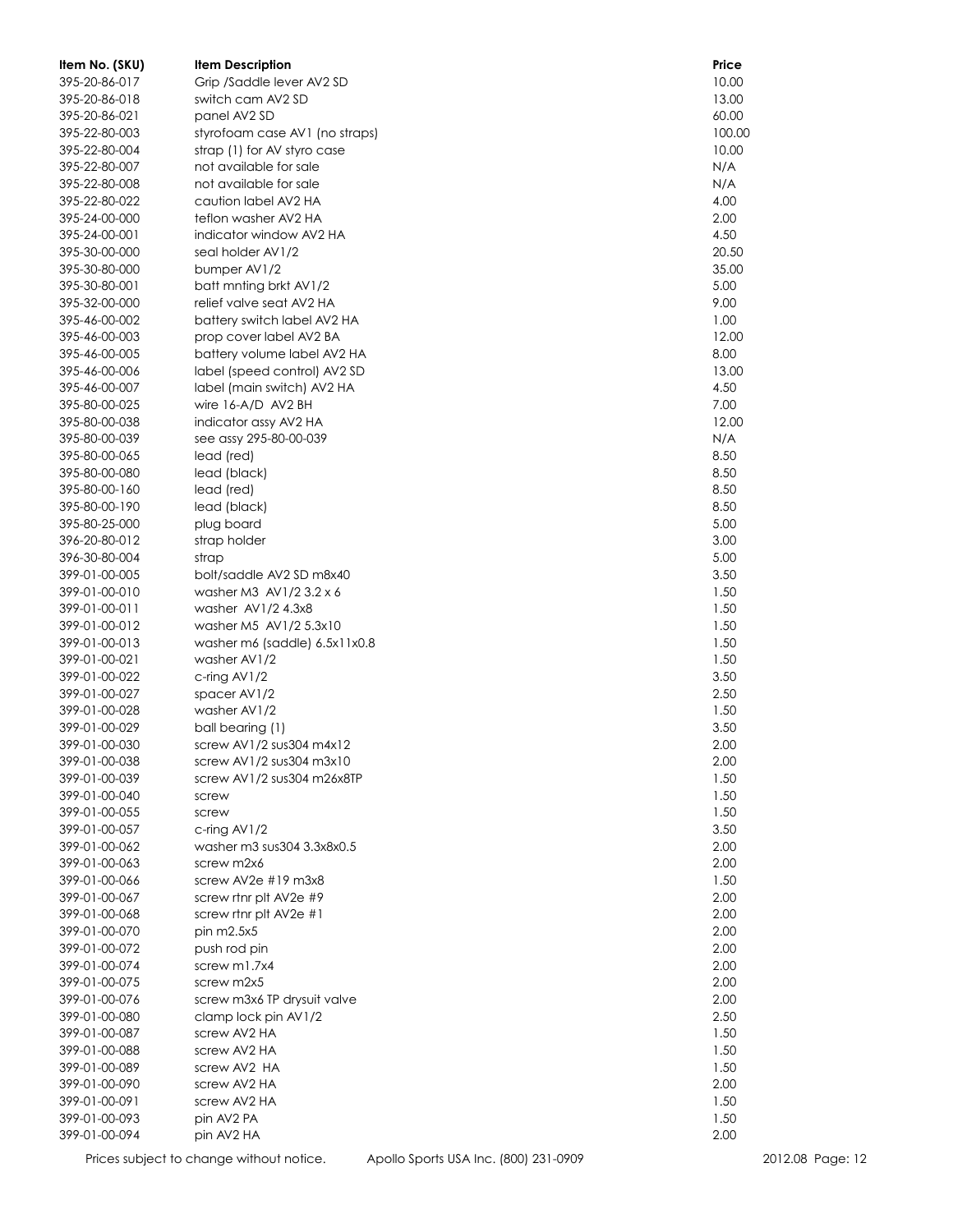| Item No. (SKU) | Item Description | Price |
|---|---|---|
| 395-20-86-017 | Grip /Saddle lever AV2 SD | 10.00 |
| 395-20-86-018 | switch cam AV2 SD | 13.00 |
| 395-20-86-021 | panel AV2 SD | 60.00 |
| 395-22-80-003 | styrofoam case AV1 (no straps) | 100.00 |
| 395-22-80-004 | strap (1) for AV styro case | 10.00 |
| 395-22-80-007 | not available for sale | N/A |
| 395-22-80-008 | not available for sale | N/A |
| 395-22-80-022 | caution label AV2 HA | 4.00 |
| 395-24-00-000 | teflon washer AV2 HA | 2.00 |
| 395-24-00-001 | indicator window AV2 HA | 4.50 |
| 395-30-00-000 | seal holder AV1/2 | 20.50 |
| 395-30-80-000 | bumper AV1/2 | 35.00 |
| 395-30-80-001 | batt mnting brkt AV1/2 | 5.00 |
| 395-32-00-000 | relief valve seat AV2 HA | 9.00 |
| 395-46-00-002 | battery switch label AV2 HA | 1.00 |
| 395-46-00-003 | prop cover label AV2 BA | 12.00 |
| 395-46-00-005 | battery volume label AV2 HA | 8.00 |
| 395-46-00-006 | label (speed control) AV2 SD | 13.00 |
| 395-46-00-007 | label (main switch) AV2 HA | 4.50 |
| 395-80-00-025 | wire 16-A/D AV2 BH | 7.00 |
| 395-80-00-038 | indicator assy AV2 HA | 12.00 |
| 395-80-00-039 | see assy 295-80-00-039 | N/A |
| 395-80-00-065 | lead (red) | 8.50 |
| 395-80-00-080 | lead (black) | 8.50 |
| 395-80-00-160 | lead (red) | 8.50 |
| 395-80-00-190 | lead (black) | 8.50 |
| 395-80-25-000 | plug board | 5.00 |
| 396-20-80-012 | strap holder | 3.00 |
| 396-30-80-004 | strap | 5.00 |
| 399-01-00-005 | bolt/saddle AV2 SD m8x40 | 3.50 |
| 399-01-00-010 | washer M3 AV1/2 3.2 x 6 | 1.50 |
| 399-01-00-011 | washer AV1/2 4.3x8 | 1.50 |
| 399-01-00-012 | washer M5 AV1/2 5.3x10 | 1.50 |
| 399-01-00-013 | washer m6 (saddle) 6.5x11x0.8 | 1.50 |
| 399-01-00-021 | washer AV1/2 | 1.50 |
| 399-01-00-022 | c-ring AV1/2 | 3.50 |
| 399-01-00-027 | spacer AV1/2 | 2.50 |
| 399-01-00-028 | washer AV1/2 | 1.50 |
| 399-01-00-029 | ball bearing (1) | 3.50 |
| 399-01-00-030 | screw AV1/2 sus304 m4x12 | 2.00 |
| 399-01-00-038 | screw AV1/2 sus304 m3x10 | 2.00 |
| 399-01-00-039 | screw AV1/2 sus304 m26x8TP | 1.50 |
| 399-01-00-040 | screw | 1.50 |
| 399-01-00-055 | screw | 1.50 |
| 399-01-00-057 | c-ring AV1/2 | 3.50 |
| 399-01-00-062 | washer m3 sus304 3.3x8x0.5 | 2.00 |
| 399-01-00-063 | screw m2x6 | 2.00 |
| 399-01-00-066 | screw AV2e #19 m3x8 | 1.50 |
| 399-01-00-067 | screw rtnr plt AV2e #9 | 2.00 |
| 399-01-00-068 | screw rtnr plt AV2e #1 | 2.00 |
| 399-01-00-070 | pin m2.5x5 | 2.00 |
| 399-01-00-072 | push rod pin | 2.00 |
| 399-01-00-074 | screw m1.7x4 | 2.00 |
| 399-01-00-075 | screw m2x5 | 2.00 |
| 399-01-00-076 | screw m3x6 TP drysuit valve | 2.00 |
| 399-01-00-080 | clamp lock pin AV1/2 | 2.50 |
| 399-01-00-087 | screw AV2 HA | 1.50 |
| 399-01-00-088 | screw AV2 HA | 1.50 |
| 399-01-00-089 | screw AV2 HA | 1.50 |
| 399-01-00-090 | screw AV2 HA | 2.00 |
| 399-01-00-091 | screw AV2 HA | 1.50 |
| 399-01-00-093 | pin AV2 PA | 1.50 |
| 399-01-00-094 | pin AV2 HA | 2.00 |

Prices subject to change without notice. Apollo Sports USA Inc. (800) 231-0909 2012.08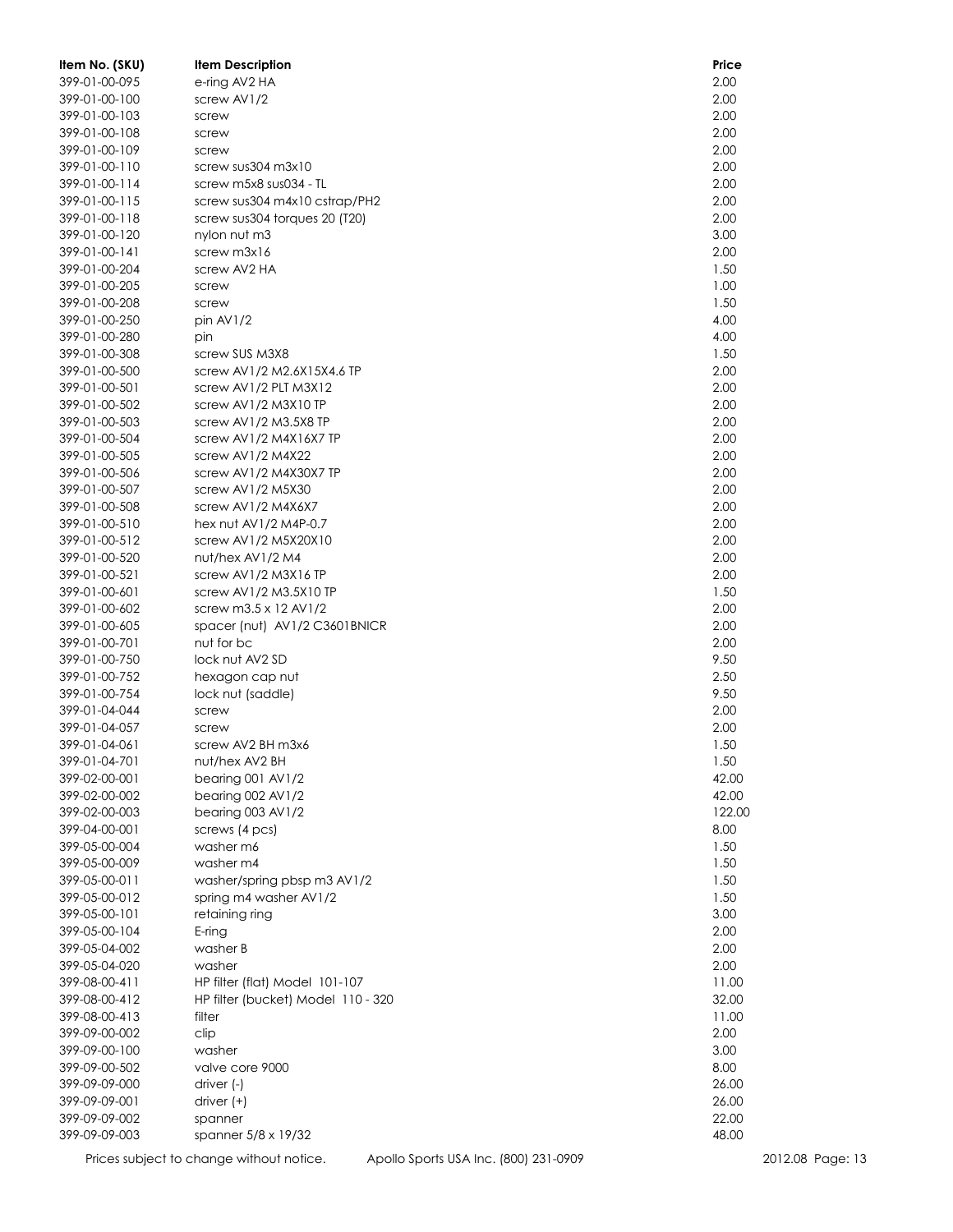| Item No. (SKU) | Item Description | Price |
|---|---|---|
| 399-01-00-095 | e-ring AV2 HA | 2.00 |
| 399-01-00-100 | screw AV1/2 | 2.00 |
| 399-01-00-103 | screw | 2.00 |
| 399-01-00-108 | screw | 2.00 |
| 399-01-00-109 | screw | 2.00 |
| 399-01-00-110 | screw sus304 m3x10 | 2.00 |
| 399-01-00-114 | screw m5x8 sus034 - TL | 2.00 |
| 399-01-00-115 | screw sus304 m4x10 cstrap/PH2 | 2.00 |
| 399-01-00-118 | screw sus304 torques 20 (T20) | 2.00 |
| 399-01-00-120 | nylon nut m3 | 3.00 |
| 399-01-00-141 | screw m3x16 | 2.00 |
| 399-01-00-204 | screw AV2 HA | 1.50 |
| 399-01-00-205 | screw | 1.00 |
| 399-01-00-208 | screw | 1.50 |
| 399-01-00-250 | pin AV1/2 | 4.00 |
| 399-01-00-280 | pin | 4.00 |
| 399-01-00-308 | screw SUS M3X8 | 1.50 |
| 399-01-00-500 | screw AV1/2 M2.6X15X4.6 TP | 2.00 |
| 399-01-00-501 | screw AV1/2 PLT M3X12 | 2.00 |
| 399-01-00-502 | screw AV1/2 M3X10 TP | 2.00 |
| 399-01-00-503 | screw AV1/2 M3.5X8 TP | 2.00 |
| 399-01-00-504 | screw AV1/2 M4X16X7 TP | 2.00 |
| 399-01-00-505 | screw AV1/2 M4X22 | 2.00 |
| 399-01-00-506 | screw AV1/2 M4X30X7 TP | 2.00 |
| 399-01-00-507 | screw AV1/2 M5X30 | 2.00 |
| 399-01-00-508 | screw AV1/2 M4X6X7 | 2.00 |
| 399-01-00-510 | hex nut AV1/2 M4P-0.7 | 2.00 |
| 399-01-00-512 | screw AV1/2 M5X20X10 | 2.00 |
| 399-01-00-520 | nut/hex AV1/2 M4 | 2.00 |
| 399-01-00-521 | screw AV1/2 M3X16 TP | 2.00 |
| 399-01-00-601 | screw AV1/2 M3.5X10 TP | 1.50 |
| 399-01-00-602 | screw m3.5 x 12 AV1/2 | 2.00 |
| 399-01-00-605 | spacer (nut) AV1/2 C3601BNICR | 2.00 |
| 399-01-00-701 | nut for bc | 2.00 |
| 399-01-00-750 | lock nut AV2 SD | 9.50 |
| 399-01-00-752 | hexagon cap nut | 2.50 |
| 399-01-00-754 | lock nut (saddle) | 9.50 |
| 399-01-04-044 | screw | 2.00 |
| 399-01-04-057 | screw | 2.00 |
| 399-01-04-061 | screw AV2 BH m3x6 | 1.50 |
| 399-01-04-701 | nut/hex AV2 BH | 1.50 |
| 399-02-00-001 | bearing 001 AV1/2 | 42.00 |
| 399-02-00-002 | bearing 002 AV1/2 | 42.00 |
| 399-02-00-003 | bearing 003 AV1/2 | 122.00 |
| 399-04-00-001 | screws (4 pcs) | 8.00 |
| 399-05-00-004 | washer m6 | 1.50 |
| 399-05-00-009 | washer m4 | 1.50 |
| 399-05-00-011 | washer/spring pbsp m3 AV1/2 | 1.50 |
| 399-05-00-012 | spring m4 washer AV1/2 | 1.50 |
| 399-05-00-101 | retaining ring | 3.00 |
| 399-05-00-104 | E-ring | 2.00 |
| 399-05-04-002 | washer B | 2.00 |
| 399-05-04-020 | washer | 2.00 |
| 399-08-00-411 | HP filter (flat) Model 101-107 | 11.00 |
| 399-08-00-412 | HP filter (bucket) Model 110 - 320 | 32.00 |
| 399-08-00-413 | filter | 11.00 |
| 399-09-00-002 | clip | 2.00 |
| 399-09-00-100 | washer | 3.00 |
| 399-09-00-502 | valve core 9000 | 8.00 |
| 399-09-09-000 | driver (-) | 26.00 |
| 399-09-09-001 | driver (+) | 26.00 |
| 399-09-09-002 | spanner | 22.00 |
| 399-09-09-003 | spanner 5/8 x 19/32 | 48.00 |

Prices subject to change without notice. Apollo Sports USA Inc. (800) 231-0909 2012.08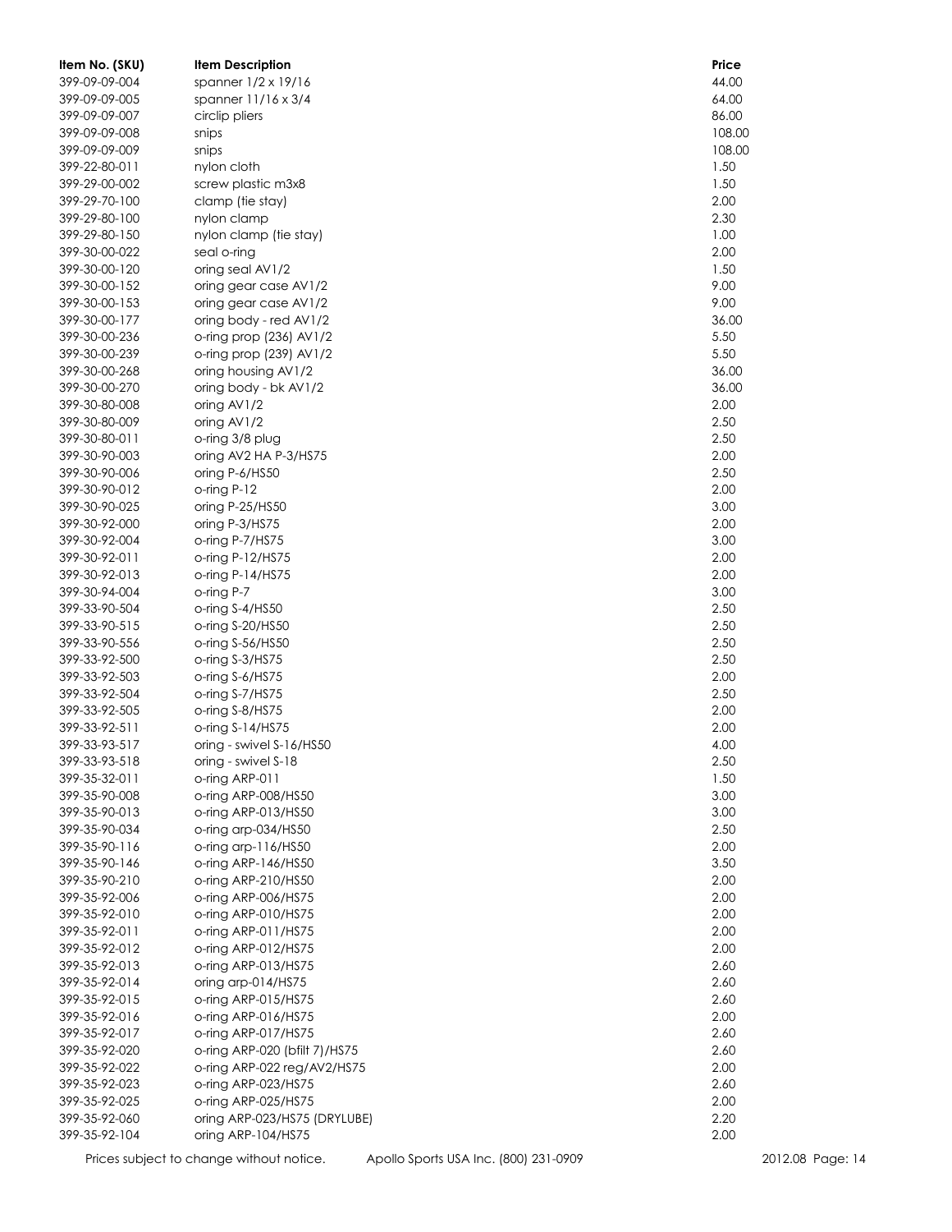| Item No. (SKU) | Item Description | Price |
|---|---|---|
| 399-09-09-004 | spanner 1/2 x 19/16 | 44.00 |
| 399-09-09-005 | spanner 11/16 x 3/4 | 64.00 |
| 399-09-09-007 | circlip pliers | 86.00 |
| 399-09-09-008 | snips | 108.00 |
| 399-09-09-009 | snips | 108.00 |
| 399-22-80-011 | nylon cloth | 1.50 |
| 399-29-00-002 | screw plastic m3x8 | 1.50 |
| 399-29-70-100 | clamp (tie stay) | 2.00 |
| 399-29-80-100 | nylon clamp | 2.30 |
| 399-29-80-150 | nylon clamp (tie stay) | 1.00 |
| 399-30-00-022 | seal o-ring | 2.00 |
| 399-30-00-120 | oring seal AV1/2 | 1.50 |
| 399-30-00-152 | oring gear case AV1/2 | 9.00 |
| 399-30-00-153 | oring gear case AV1/2 | 9.00 |
| 399-30-00-177 | oring body - red AV1/2 | 36.00 |
| 399-30-00-236 | o-ring prop (236) AV1/2 | 5.50 |
| 399-30-00-239 | o-ring prop (239) AV1/2 | 5.50 |
| 399-30-00-268 | oring housing AV1/2 | 36.00 |
| 399-30-00-270 | oring body - bk AV1/2 | 36.00 |
| 399-30-80-008 | oring AV1/2 | 2.00 |
| 399-30-80-009 | oring AV1/2 | 2.50 |
| 399-30-80-011 | o-ring 3/8 plug | 2.50 |
| 399-30-90-003 | oring AV2 HA P-3/HS75 | 2.00 |
| 399-30-90-006 | oring P-6/HS50 | 2.50 |
| 399-30-90-012 | o-ring P-12 | 2.00 |
| 399-30-90-025 | oring P-25/HS50 | 3.00 |
| 399-30-92-000 | oring P-3/HS75 | 2.00 |
| 399-30-92-004 | o-ring P-7/HS75 | 3.00 |
| 399-30-92-011 | o-ring P-12/HS75 | 2.00 |
| 399-30-92-013 | o-ring P-14/HS75 | 2.00 |
| 399-30-94-004 | o-ring P-7 | 3.00 |
| 399-33-90-504 | o-ring S-4/HS50 | 2.50 |
| 399-33-90-515 | o-ring S-20/HS50 | 2.50 |
| 399-33-90-556 | o-ring S-56/HS50 | 2.50 |
| 399-33-92-500 | o-ring S-3/HS75 | 2.50 |
| 399-33-92-503 | o-ring S-6/HS75 | 2.00 |
| 399-33-92-504 | o-ring S-7/HS75 | 2.50 |
| 399-33-92-505 | o-ring S-8/HS75 | 2.00 |
| 399-33-92-511 | o-ring S-14/HS75 | 2.00 |
| 399-33-93-517 | oring - swivel S-16/HS50 | 4.00 |
| 399-33-93-518 | oring - swivel S-18 | 2.50 |
| 399-35-32-011 | o-ring ARP-011 | 1.50 |
| 399-35-90-008 | o-ring ARP-008/HS50 | 3.00 |
| 399-35-90-013 | o-ring ARP-013/HS50 | 3.00 |
| 399-35-90-034 | o-ring arp-034/HS50 | 2.50 |
| 399-35-90-116 | o-ring arp-116/HS50 | 2.00 |
| 399-35-90-146 | o-ring ARP-146/HS50 | 3.50 |
| 399-35-90-210 | o-ring ARP-210/HS50 | 2.00 |
| 399-35-92-006 | o-ring ARP-006/HS75 | 2.00 |
| 399-35-92-010 | o-ring ARP-010/HS75 | 2.00 |
| 399-35-92-011 | o-ring ARP-011/HS75 | 2.00 |
| 399-35-92-012 | o-ring ARP-012/HS75 | 2.00 |
| 399-35-92-013 | o-ring ARP-013/HS75 | 2.60 |
| 399-35-92-014 | oring arp-014/HS75 | 2.60 |
| 399-35-92-015 | o-ring ARP-015/HS75 | 2.60 |
| 399-35-92-016 | o-ring ARP-016/HS75 | 2.00 |
| 399-35-92-017 | o-ring ARP-017/HS75 | 2.60 |
| 399-35-92-020 | o-ring ARP-020 (bfilt 7)/HS75 | 2.60 |
| 399-35-92-022 | o-ring ARP-022 reg/AV2/HS75 | 2.00 |
| 399-35-92-023 | o-ring ARP-023/HS75 | 2.60 |
| 399-35-92-025 | o-ring ARP-025/HS75 | 2.00 |
| 399-35-92-060 | oring ARP-023/HS75 (DRYLUBE) | 2.20 |
| 399-35-92-104 | oring ARP-104/HS75 | 2.00 |

Prices subject to change without notice. Apollo Sports USA Inc. (800) 231-0909 2012.08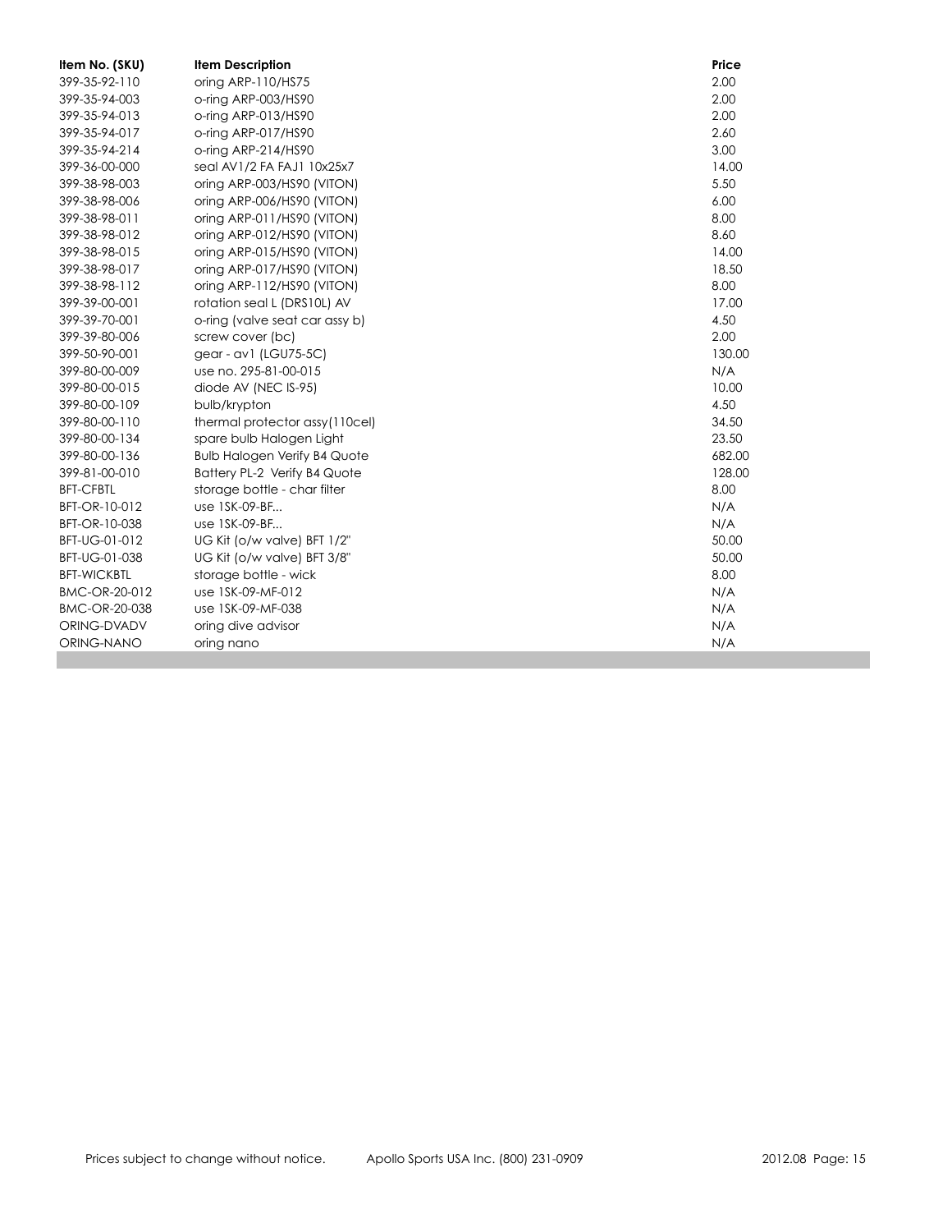| Item No. (SKU) | Item Description | Price |
|---|---|---|
| 399-35-92-110 | oring ARP-110/HS75 | 2.00 |
| 399-35-94-003 | o-ring ARP-003/HS90 | 2.00 |
| 399-35-94-013 | o-ring ARP-013/HS90 | 2.00 |
| 399-35-94-017 | o-ring ARP-017/HS90 | 2.60 |
| 399-35-94-214 | o-ring ARP-214/HS90 | 3.00 |
| 399-36-00-000 | seal AV1/2 FA FAJ1 10x25x7 | 14.00 |
| 399-38-98-003 | oring ARP-003/HS90 (VITON) | 5.50 |
| 399-38-98-006 | oring ARP-006/HS90 (VITON) | 6.00 |
| 399-38-98-011 | oring ARP-011/HS90 (VITON) | 8.00 |
| 399-38-98-012 | oring ARP-012/HS90 (VITON) | 8.60 |
| 399-38-98-015 | oring ARP-015/HS90 (VITON) | 14.00 |
| 399-38-98-017 | oring ARP-017/HS90 (VITON) | 18.50 |
| 399-38-98-112 | oring ARP-112/HS90 (VITON) | 8.00 |
| 399-39-00-001 | rotation seal L (DRS10L) AV | 17.00 |
| 399-39-70-001 | o-ring (valve seat car assy b) | 4.50 |
| 399-39-80-006 | screw cover (bc) | 2.00 |
| 399-50-90-001 | gear - av1 (LGU75-5C) | 130.00 |
| 399-80-00-009 | use no. 295-81-00-015 | N/A |
| 399-80-00-015 | diode AV (NEC IS-95) | 10.00 |
| 399-80-00-109 | bulb/krypton | 4.50 |
| 399-80-00-110 | thermal protector assy(110cel) | 34.50 |
| 399-80-00-134 | spare bulb Halogen Light | 23.50 |
| 399-80-00-136 | Bulb Halogen Verify B4 Quote | 682.00 |
| 399-81-00-010 | Battery PL-2 Verify B4 Quote | 128.00 |
| BFT-CFBTL | storage bottle - char filter | 8.00 |
| BFT-OR-10-012 | use 1SK-09-BF... | N/A |
| BFT-OR-10-038 | use 1SK-09-BF... | N/A |
| BFT-UG-01-012 | UG Kit (o/w valve) BFT 1/2" | 50.00 |
| BFT-UG-01-038 | UG Kit (o/w valve) BFT 3/8" | 50.00 |
| BFT-WICKBTL | storage bottle - wick | 8.00 |
| BMC-OR-20-012 | use 1SK-09-MF-012 | N/A |
| BMC-OR-20-038 | use 1SK-09-MF-038 | N/A |
| ORING-DVADV | oring dive advisor | N/A |
| ORING-NANO | oring nano | N/A |

Prices subject to change without notice. Apollo Sports USA Inc. (800) 231-0909 2012.08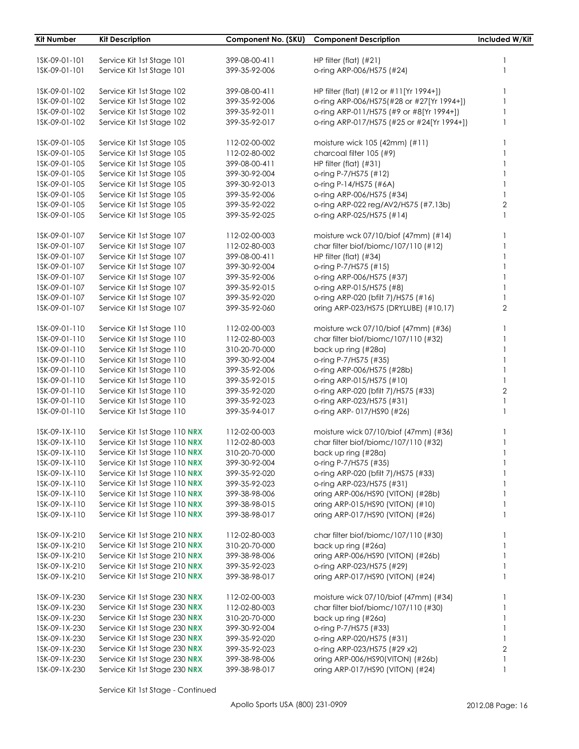| Kit Number | Kit Description | Component No. (SKU) | Component Description | Included W/Kit |
|---|---|---|---|---|
| 1SK-09-01-101 | Service Kit 1st Stage 101 | 399-08-00-411 | HP filter (flat) (#21) | 1 |
| 1SK-09-01-101 | Service Kit 1st Stage 101 | 399-35-92-006 | o-ring ARP-006/HS75 (#24) | 1 |
| 1SK-09-01-102 | Service Kit 1st Stage 102 | 399-08-00-411 | HP filter (flat) (#12 or #11[Yr 1994+]) | 1 |
| 1SK-09-01-102 | Service Kit 1st Stage 102 | 399-35-92-006 | o-ring ARP-006/HS75(#28 or #27[Yr 1994+]) | 1 |
| 1SK-09-01-102 | Service Kit 1st Stage 102 | 399-35-92-011 | o-ring ARP-011/HS75 (#9 or #8[Yr 1994+]) | 1 |
| 1SK-09-01-102 | Service Kit 1st Stage 102 | 399-35-92-017 | o-ring ARP-017/HS75 (#25 or #24[Yr 1994+]) | 1 |
| 1SK-09-01-105 | Service Kit 1st Stage 105 | 112-02-00-002 | moisture wick 105 (42mm) (#11) | 1 |
| 1SK-09-01-105 | Service Kit 1st Stage 105 | 112-02-80-002 | charcoal filter 105 (#9) | 1 |
| 1SK-09-01-105 | Service Kit 1st Stage 105 | 399-08-00-411 | HP filter (flat) (#31) | 1 |
| 1SK-09-01-105 | Service Kit 1st Stage 105 | 399-30-92-004 | o-ring P-7/HS75 (#12) | 1 |
| 1SK-09-01-105 | Service Kit 1st Stage 105 | 399-30-92-013 | o-ring P-14/HS75 (#6A) | 1 |
| 1SK-09-01-105 | Service Kit 1st Stage 105 | 399-35-92-006 | o-ring ARP-006/HS75 (#34) | 1 |
| 1SK-09-01-105 | Service Kit 1st Stage 105 | 399-35-92-022 | o-ring ARP-022 reg/AV2/HS75 (#7,13b) | 2 |
| 1SK-09-01-105 | Service Kit 1st Stage 105 | 399-35-92-025 | o-ring ARP-025/HS75 (#14) | 1 |
| 1SK-09-01-107 | Service Kit 1st Stage 107 | 112-02-00-003 | moisture wck 07/10/biof (47mm) (#14) | 1 |
| 1SK-09-01-107 | Service Kit 1st Stage 107 | 112-02-80-003 | char filter biof/biomc/107/110 (#12) | 1 |
| 1SK-09-01-107 | Service Kit 1st Stage 107 | 399-08-00-411 | HP filter (flat) (#34) | 1 |
| 1SK-09-01-107 | Service Kit 1st Stage 107 | 399-30-92-004 | o-ring P-7/HS75 (#15) | 1 |
| 1SK-09-01-107 | Service Kit 1st Stage 107 | 399-35-92-006 | o-ring ARP-006/HS75 (#37) | 1 |
| 1SK-09-01-107 | Service Kit 1st Stage 107 | 399-35-92-015 | o-ring ARP-015/HS75 (#8) | 1 |
| 1SK-09-01-107 | Service Kit 1st Stage 107 | 399-35-92-020 | o-ring ARP-020 (bfilt 7)/HS75 (#16) | 1 |
| 1SK-09-01-107 | Service Kit 1st Stage 107 | 399-35-92-060 | oring ARP-023/HS75 (DRYLUBE) (#10,17) | 2 |
| 1SK-09-01-110 | Service Kit 1st Stage 110 | 112-02-00-003 | moisture wck 07/10/biof (47mm) (#36) | 1 |
| 1SK-09-01-110 | Service Kit 1st Stage 110 | 112-02-80-003 | char filter biof/biomc/107/110 (#32) | 1 |
| 1SK-09-01-110 | Service Kit 1st Stage 110 | 310-20-70-000 | back up ring (#28a) | 1 |
| 1SK-09-01-110 | Service Kit 1st Stage 110 | 399-30-92-004 | o-ring P-7/HS75 (#35) | 1 |
| 1SK-09-01-110 | Service Kit 1st Stage 110 | 399-35-92-006 | o-ring ARP-006/HS75 (#28b) | 1 |
| 1SK-09-01-110 | Service Kit 1st Stage 110 | 399-35-92-015 | o-ring ARP-015/HS75 (#10) | 1 |
| 1SK-09-01-110 | Service Kit 1st Stage 110 | 399-35-92-020 | o-ring ARP-020 (bfilt 7)/HS75 (#33) | 2 |
| 1SK-09-01-110 | Service Kit 1st Stage 110 | 399-35-92-023 | o-ring ARP-023/HS75 (#31) | 1 |
| 1SK-09-01-110 | Service Kit 1st Stage 110 | 399-35-94-017 | o-ring ARP- 017/HS90 (#26) | 1 |
| 1SK-09-1X-110 | Service Kit 1st Stage 110 **NRX** | 112-02-00-003 | moisture wick 07/10/biof (47mm) (#36) | 1 |
| 1SK-09-1X-110 | Service Kit 1st Stage 110 **NRX** | 112-02-80-003 | char filter biof/biomc/107/110 (#32) | 1 |
| 1SK-09-1X-110 | Service Kit 1st Stage 110 **NRX** | 310-20-70-000 | back up ring (#28a) | 1 |
| 1SK-09-1X-110 | Service Kit 1st Stage 110 **NRX** | 399-30-92-004 | o-ring P-7/HS75 (#35) | 1 |
| 1SK-09-1X-110 | Service Kit 1st Stage 110 **NRX** | 399-35-92-020 | o-ring ARP-020 (bfilt 7)/HS75 (#33) | 1 |
| 1SK-09-1X-110 | Service Kit 1st Stage 110 **NRX** | 399-35-92-023 | o-ring ARP-023/HS75 (#31) | 1 |
| 1SK-09-1X-110 | Service Kit 1st Stage 110 **NRX** | 399-38-98-006 | oring ARP-006/HS90 (VITON) (#28b) | 1 |
| 1SK-09-1X-110 | Service Kit 1st Stage 110 **NRX** | 399-38-98-015 | oring ARP-015/HS90 (VITON) (#10) | 1 |
| 1SK-09-1X-110 | Service Kit 1st Stage 110 **NRX** | 399-38-98-017 | oring ARP-017/HS90 (VITON) (#26) | 1 |
| 1SK-09-1X-210 | Service Kit 1st Stage 210 **NRX** | 112-02-80-003 | char filter biof/biomc/107/110 (#30) | 1 |
| 1SK-09-1X-210 | Service Kit 1st Stage 210 **NRX** | 310-20-70-000 | back up ring (#26a) | 1 |
| 1SK-09-1X-210 | Service Kit 1st Stage 210 **NRX** | 399-38-98-006 | oring ARP-006/HS90 (VITON) (#26b) | 1 |
| 1SK-09-1X-210 | Service Kit 1st Stage 210 **NRX** | 399-35-92-023 | o-ring ARP-023/HS75 (#29) | 1 |
| 1SK-09-1X-210 | Service Kit 1st Stage 210 **NRX** | 399-38-98-017 | oring ARP-017/HS90 (VITON) (#24) | 1 |
| 1SK-09-1X-230 | Service Kit 1st Stage 230 **NRX** | 112-02-00-003 | moisture wick 07/10/biof (47mm) (#34) | 1 |
| 1SK-09-1X-230 | Service Kit 1st Stage 230 **NRX** | 112-02-80-003 | char filter biof/biomc/107/110 (#30) | 1 |
| 1SK-09-1X-230 | Service Kit 1st Stage 230 **NRX** | 310-20-70-000 | back up ring (#26a) | 1 |
| 1SK-09-1X-230 | Service Kit 1st Stage 230 **NRX** | 399-30-92-004 | o-ring P-7/HS75 (#33) | 1 |
| 1SK-09-1X-230 | Service Kit 1st Stage 230 **NRX** | 399-35-92-020 | o-ring ARP-020/HS75 (#31) | 1 |
| 1SK-09-1X-230 | Service Kit 1st Stage 230 **NRX** | 399-35-92-023 | o-ring ARP-023/HS75 (#29 x2) | 2 |
| 1SK-09-1X-230 | Service Kit 1st Stage 230 **NRX** | 399-38-98-006 | oring ARP-006/HS90(VITON) (#26b) | 1 |
| 1SK-09-1X-230 | Service Kit 1st Stage 230 **NRX** | 399-38-98-017 | oring ARP-017/HS90 (VITON) (#24) | 1 |

Service Kit 1st Stage - Continued

Apollo Sports USA (800) 231-0909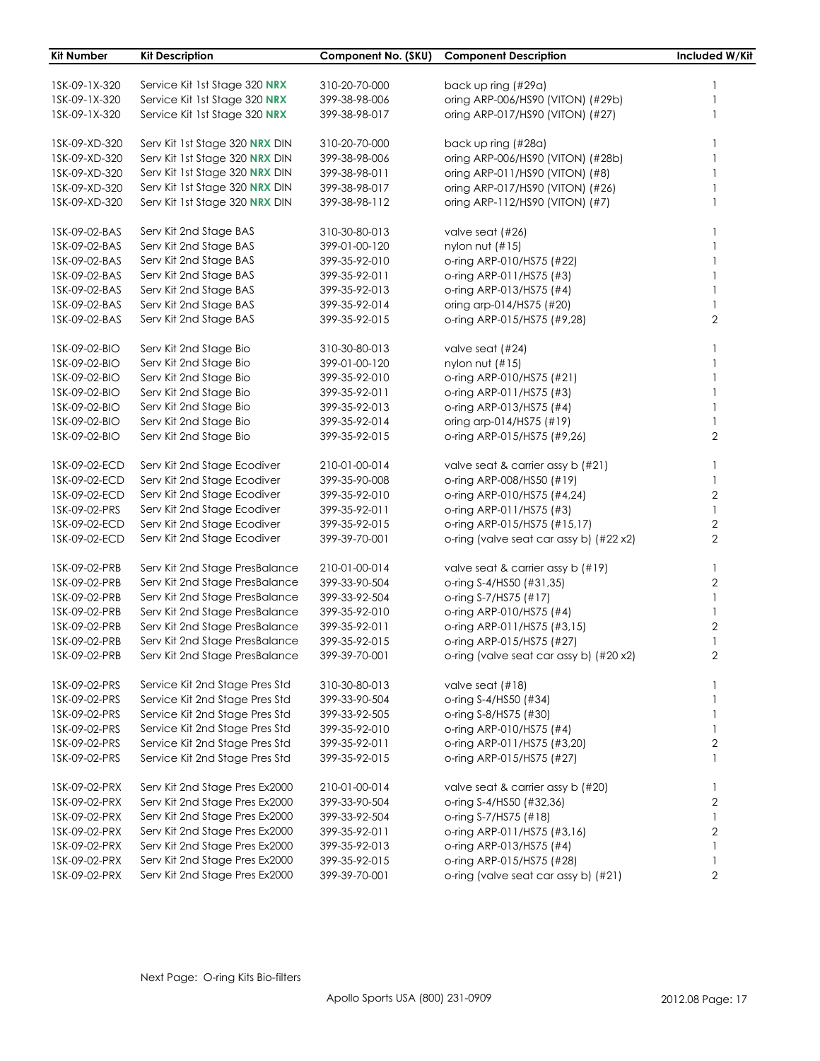| Kit Number | Kit Description | Component No. (SKU) | Component Description | Included W/Kit |
|---|---|---|---|---|
| 1SK-09-1X-320 | Service Kit 1st Stage 320 **NRX** | 310-20-70-000 | back up ring (#29a) | 1 |
| 1SK-09-1X-320 | Service Kit 1st Stage 320 **NRX** | 399-38-98-006 | oring ARP-006/HS90 (VITON) (#29b) | 1 |
| 1SK-09-1X-320 | Service Kit 1st Stage 320 **NRX** | 399-38-98-017 | oring ARP-017/HS90 (VITON) (#27) | 1 |
| 1SK-09-XD-320 | Serv Kit 1st Stage 320 **NRX** DIN | 310-20-70-000 | back up ring (#28a) | 1 |
| 1SK-09-XD-320 | Serv Kit 1st Stage 320 **NRX** DIN | 399-38-98-006 | oring ARP-006/HS90 (VITON) (#28b) | 1 |
| 1SK-09-XD-320 | Serv Kit 1st Stage 320 **NRX** DIN | 399-38-98-011 | oring ARP-011/HS90 (VITON) (#8) | 1 |
| 1SK-09-XD-320 | Serv Kit 1st Stage 320 **NRX** DIN | 399-38-98-017 | oring ARP-017/HS90 (VITON) (#26) | 1 |
| 1SK-09-XD-320 | Serv Kit 1st Stage 320 **NRX** DIN | 399-38-98-112 | oring ARP-112/HS90 (VITON) (#7) | 1 |
| 1SK-09-02-BAS | Serv Kit 2nd Stage BAS | 310-30-80-013 | valve seat (#26) | 1 |
| 1SK-09-02-BAS | Serv Kit 2nd Stage BAS | 399-01-00-120 | nylon nut (#15) | 1 |
| 1SK-09-02-BAS | Serv Kit 2nd Stage BAS | 399-35-92-010 | o-ring ARP-010/HS75 (#22) | 1 |
| 1SK-09-02-BAS | Serv Kit 2nd Stage BAS | 399-35-92-011 | o-ring ARP-011/HS75 (#3) | 1 |
| 1SK-09-02-BAS | Serv Kit 2nd Stage BAS | 399-35-92-013 | o-ring ARP-013/HS75 (#4) | 1 |
| 1SK-09-02-BAS | Serv Kit 2nd Stage BAS | 399-35-92-014 | oring arp-014/HS75 (#20) | 1 |
| 1SK-09-02-BAS | Serv Kit 2nd Stage BAS | 399-35-92-015 | o-ring ARP-015/HS75 (#9,28) | 2 |
| 1SK-09-02-BIO | Serv Kit 2nd Stage Bio | 310-30-80-013 | valve seat (#24) | 1 |
| 1SK-09-02-BIO | Serv Kit 2nd Stage Bio | 399-01-00-120 | nylon nut (#15) | 1 |
| 1SK-09-02-BIO | Serv Kit 2nd Stage Bio | 399-35-92-010 | o-ring ARP-010/HS75 (#21) | 1 |
| 1SK-09-02-BIO | Serv Kit 2nd Stage Bio | 399-35-92-011 | o-ring ARP-011/HS75 (#3) | 1 |
| 1SK-09-02-BIO | Serv Kit 2nd Stage Bio | 399-35-92-013 | o-ring ARP-013/HS75 (#4) | 1 |
| 1SK-09-02-BIO | Serv Kit 2nd Stage Bio | 399-35-92-014 | oring arp-014/HS75 (#19) | 1 |
| 1SK-09-02-BIO | Serv Kit 2nd Stage Bio | 399-35-92-015 | o-ring ARP-015/HS75 (#9,26) | 2 |
| 1SK-09-02-ECD | Serv Kit 2nd Stage Ecodiver | 210-01-00-014 | valve seat & carrier assy b (#21) | 1 |
| 1SK-09-02-ECD | Serv Kit 2nd Stage Ecodiver | 399-35-90-008 | o-ring ARP-008/HS50 (#19) | 1 |
| 1SK-09-02-ECD | Serv Kit 2nd Stage Ecodiver | 399-35-92-010 | o-ring ARP-010/HS75 (#4,24) | 2 |
| 1SK-09-02-PRS | Serv Kit 2nd Stage Ecodiver | 399-35-92-011 | o-ring ARP-011/HS75 (#3) | 1 |
| 1SK-09-02-ECD | Serv Kit 2nd Stage Ecodiver | 399-35-92-015 | o-ring ARP-015/HS75 (#15,17) | 2 |
| 1SK-09-02-ECD | Serv Kit 2nd Stage Ecodiver | 399-39-70-001 | o-ring (valve seat car assy b) (#22 x2) | 2 |
| 1SK-09-02-PRB | Serv Kit 2nd Stage PresBalance | 210-01-00-014 | valve seat & carrier assy b (#19) | 1 |
| 1SK-09-02-PRB | Serv Kit 2nd Stage PresBalance | 399-33-90-504 | o-ring S-4/HS50 (#31,35) | 2 |
| 1SK-09-02-PRB | Serv Kit 2nd Stage PresBalance | 399-33-92-504 | o-ring S-7/HS75 (#17) | 1 |
| 1SK-09-02-PRB | Serv Kit 2nd Stage PresBalance | 399-35-92-010 | o-ring ARP-010/HS75 (#4) | 1 |
| 1SK-09-02-PRB | Serv Kit 2nd Stage PresBalance | 399-35-92-011 | o-ring ARP-011/HS75 (#3,15) | 2 |
| 1SK-09-02-PRB | Serv Kit 2nd Stage PresBalance | 399-35-92-015 | o-ring ARP-015/HS75 (#27) | 1 |
| 1SK-09-02-PRB | Serv Kit 2nd Stage PresBalance | 399-39-70-001 | o-ring (valve seat car assy b) (#20 x2) | 2 |
| 1SK-09-02-PRS | Service Kit 2nd Stage Pres Std | 310-30-80-013 | valve seat (#18) | 1 |
| 1SK-09-02-PRS | Service Kit 2nd Stage Pres Std | 399-33-90-504 | o-ring S-4/HS50 (#34) | 1 |
| 1SK-09-02-PRS | Service Kit 2nd Stage Pres Std | 399-33-92-505 | o-ring S-8/HS75 (#30) | 1 |
| 1SK-09-02-PRS | Service Kit 2nd Stage Pres Std | 399-35-92-010 | o-ring ARP-010/HS75 (#4) | 1 |
| 1SK-09-02-PRS | Service Kit 2nd Stage Pres Std | 399-35-92-011 | o-ring ARP-011/HS75 (#3,20) | 2 |
| 1SK-09-02-PRS | Service Kit 2nd Stage Pres Std | 399-35-92-015 | o-ring ARP-015/HS75 (#27) | 1 |
| 1SK-09-02-PRX | Serv Kit 2nd Stage Pres Ex2000 | 210-01-00-014 | valve seat & carrier assy b (#20) | 1 |
| 1SK-09-02-PRX | Serv Kit 2nd Stage Pres Ex2000 | 399-33-90-504 | o-ring S-4/HS50 (#32,36) | 2 |
| 1SK-09-02-PRX | Serv Kit 2nd Stage Pres Ex2000 | 399-33-92-504 | o-ring S-7/HS75 (#18) | 1 |
| 1SK-09-02-PRX | Serv Kit 2nd Stage Pres Ex2000 | 399-35-92-011 | o-ring ARP-011/HS75 (#3,16) | 2 |
| 1SK-09-02-PRX | Serv Kit 2nd Stage Pres Ex2000 | 399-35-92-013 | o-ring ARP-013/HS75 (#4) | 1 |
| 1SK-09-02-PRX | Serv Kit 2nd Stage Pres Ex2000 | 399-35-92-015 | o-ring ARP-015/HS75 (#28) | 1 |
| 1SK-09-02-PRX | Serv Kit 2nd Stage Pres Ex2000 | 399-39-70-001 | o-ring (valve seat car assy b) (#21) | 2 |

Next Page: O-ring Kits Bio-filters

Apollo Sports USA (800) 231-0909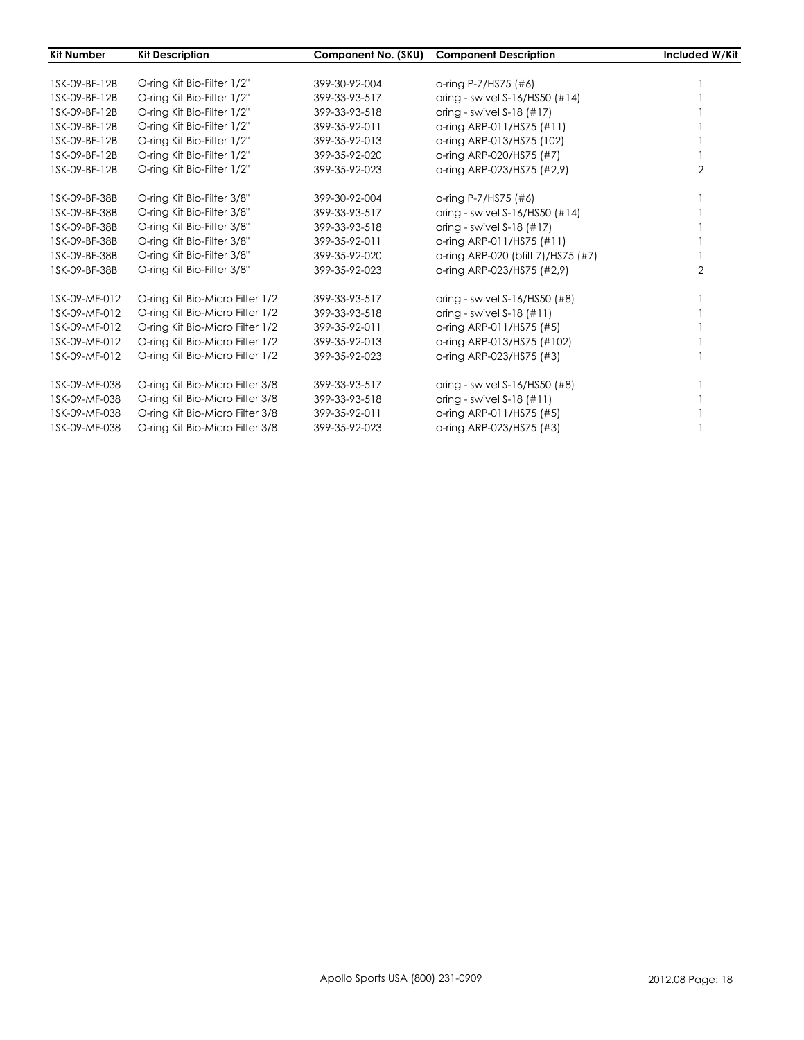| Kit Number | Kit Description | Component No. (SKU) | Component Description | Included W/Kit |
|---|---|---|---|---|
| 1SK-09-BF-12B | O-ring Kit Bio-Filter 1/2" | 399-30-92-004 | o-ring P-7/HS75 (#6) | 1 |
| 1SK-09-BF-12B | O-ring Kit Bio-Filter 1/2" | 399-33-93-517 | oring - swivel S-16/HS50 (#14) | 1 |
| 1SK-09-BF-12B | O-ring Kit Bio-Filter 1/2" | 399-33-93-518 | oring - swivel S-18 (#17) | 1 |
| 1SK-09-BF-12B | O-ring Kit Bio-Filter 1/2" | 399-35-92-011 | o-ring ARP-011/HS75 (#11) | 1 |
| 1SK-09-BF-12B | O-ring Kit Bio-Filter 1/2" | 399-35-92-013 | o-ring ARP-013/HS75 (102) | 1 |
| 1SK-09-BF-12B | O-ring Kit Bio-Filter 1/2" | 399-35-92-020 | o-ring ARP-020/HS75 (#7) | 1 |
| 1SK-09-BF-12B | O-ring Kit Bio-Filter 1/2" | 399-35-92-023 | o-ring ARP-023/HS75 (#2,9) | 2 |
| 1SK-09-BF-38B | O-ring Kit Bio-Filter 3/8" | 399-30-92-004 | o-ring P-7/HS75 (#6) | 1 |
| 1SK-09-BF-38B | O-ring Kit Bio-Filter 3/8" | 399-33-93-517 | oring - swivel S-16/HS50 (#14) | 1 |
| 1SK-09-BF-38B | O-ring Kit Bio-Filter 3/8" | 399-33-93-518 | oring - swivel S-18 (#17) | 1 |
| 1SK-09-BF-38B | O-ring Kit Bio-Filter 3/8" | 399-35-92-011 | o-ring ARP-011/HS75 (#11) | 1 |
| 1SK-09-BF-38B | O-ring Kit Bio-Filter 3/8" | 399-35-92-020 | o-ring ARP-020 (bfilt 7)/HS75 (#7) | 1 |
| 1SK-09-BF-38B | O-ring Kit Bio-Filter 3/8" | 399-35-92-023 | o-ring ARP-023/HS75 (#2,9) | 2 |
| 1SK-09-MF-012 | O-ring Kit Bio-Micro Filter 1/2 | 399-33-93-517 | oring - swivel S-16/HS50 (#8) | 1 |
| 1SK-09-MF-012 | O-ring Kit Bio-Micro Filter 1/2 | 399-33-93-518 | oring - swivel S-18 (#11) | 1 |
| 1SK-09-MF-012 | O-ring Kit Bio-Micro Filter 1/2 | 399-35-92-011 | o-ring ARP-011/HS75 (#5) | 1 |
| 1SK-09-MF-012 | O-ring Kit Bio-Micro Filter 1/2 | 399-35-92-013 | o-ring ARP-013/HS75 (#102) | 1 |
| 1SK-09-MF-012 | O-ring Kit Bio-Micro Filter 1/2 | 399-35-92-023 | o-ring ARP-023/HS75 (#3) | 1 |
| 1SK-09-MF-038 | O-ring Kit Bio-Micro Filter 3/8 | 399-33-93-517 | oring - swivel S-16/HS50 (#8) | 1 |
| 1SK-09-MF-038 | O-ring Kit Bio-Micro Filter 3/8 | 399-33-93-518 | oring - swivel S-18 (#11) | 1 |
| 1SK-09-MF-038 | O-ring Kit Bio-Micro Filter 3/8 | 399-35-92-011 | o-ring ARP-011/HS75 (#5) | 1 |
| 1SK-09-MF-038 | O-ring Kit Bio-Micro Filter 3/8 | 399-35-92-023 | o-ring ARP-023/HS75 (#3) | 1 |

Apollo Sports USA (800) 231-0909